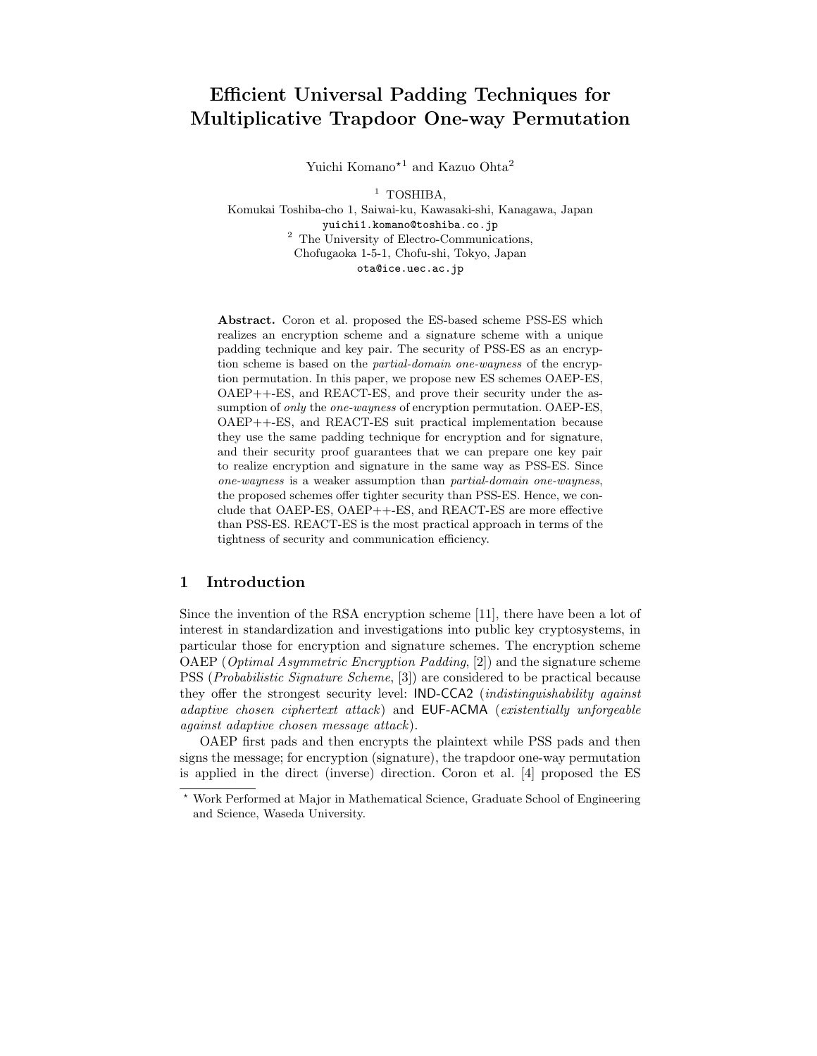# Efficient Universal Padding Techniques for Multiplicative Trapdoor One-way Permutation

Yuichi Komano*[1] and Kazuo Ohta[2]

[1] TOSHIBA,
Komukai Toshiba-cho 1, Saiwai-ku, Kawasaki-shi, Kanagawa, Japan
yuichi1.komano@toshiba.co.jp

[2] The University of Electro-Communications,
Chofugaoka 1-5-1, Chofu-shi, Tokyo, Japan
ota@ice.uec.ac.jp

**Abstract.** Coron et al. proposed the ES-based scheme PSS-ES which realizes an encryption scheme and a signature scheme with a unique padding technique and key pair. The security of PSS-ES as an encryption scheme is based on the *partial-domain one-wayness* of the encryption permutation. In this paper, we propose new ES schemes OAEP-ES, OAEP++-ES, and REACT-ES, and prove their security under the assumption of *only* the *one-wayness* of encryption permutation. OAEP-ES, OAEP++-ES, and REACT-ES suit practical implementation because they use the same padding technique for encryption and for signature, and their security proof guarantees that we can prepare one key pair to realize encryption and signature in the same way as PSS-ES. Since *one-wayness* is a weaker assumption than *partial-domain one-wayness*, the proposed schemes offer tighter security than PSS-ES. Hence, we conclude that OAEP-ES, OAEP++-ES, and REACT-ES are more effective than PSS-ES. REACT-ES is the most practical approach in terms of the tightness of security and communication efficiency.

## 1 Introduction

Since the invention of the RSA encryption scheme [11], there have been a lot of interest in standardization and investigations into public key cryptosystems, in particular those for encryption and signature schemes. The encryption scheme OAEP (*Optimal Asymmetric Encryption Padding*, [2]) and the signature scheme PSS (*Probabilistic Signature Scheme*, [3]) are considered to be practical because they offer the strongest security level: IND-CCA2 (*indistinguishability against adaptive chosen ciphertext attack*) and EUF-ACMA (*existentially unforgeable against adaptive chosen message attack*).

OAEP first pads and then encrypts the plaintext while PSS pads and then signs the message; for encryption (signature), the trapdoor one-way permutation is applied in the direct (inverse) direction. Coron et al. [4] proposed the ES

---

* Work Performed at Major in Mathematical Science, Graduate School of Engineering and Science, Waseda University.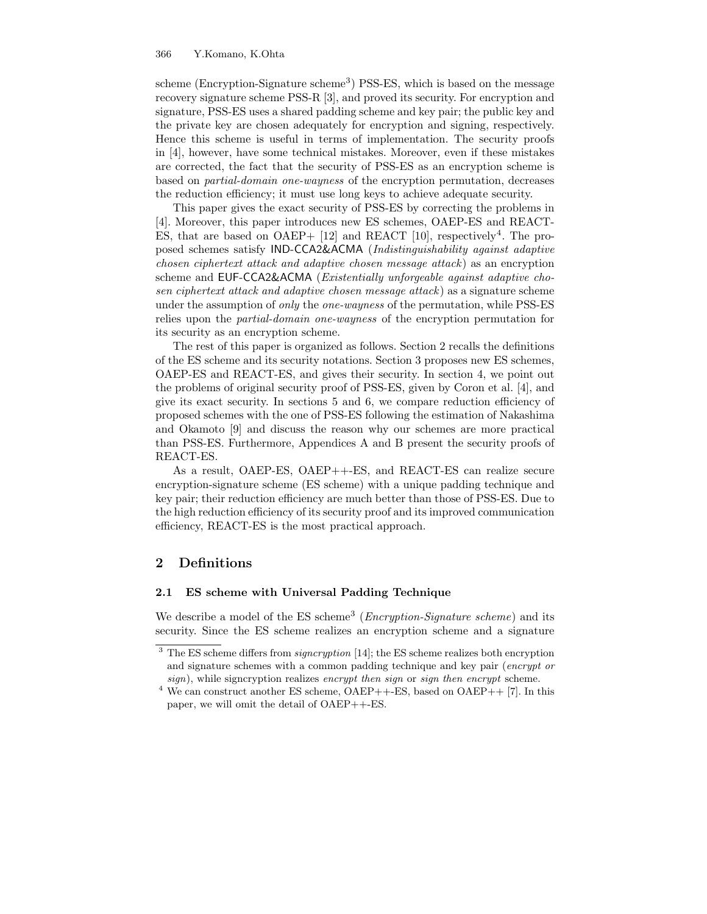scheme (Encryption-Signature scheme[3]) PSS-ES, which is based on the message recovery signature scheme PSS-R [3], and proved its security. For encryption and signature, PSS-ES uses a shared padding scheme and key pair; the public key and the private key are chosen adequately for encryption and signing, respectively. Hence this scheme is useful in terms of implementation. The security proofs in [4], however, have some technical mistakes. Moreover, even if these mistakes are corrected, the fact that the security of PSS-ES as an encryption scheme is based on *partial-domain one-wayness* of the encryption permutation, decreases the reduction efficiency; it must use long keys to achieve adequate security.

This paper gives the exact security of PSS-ES by correcting the problems in [4]. Moreover, this paper introduces new ES schemes, OAEP-ES and REACT-ES, that are based on OAEP+ [12] and REACT [10], respectively[4]. The proposed schemes satisfy IND-CCA2&ACMA (*Indistinguishability against adaptive chosen ciphertext attack and adaptive chosen message attack*) as an encryption scheme and EUF-CCA2&ACMA (*Existentially unforgeable against adaptive chosen ciphertext attack and adaptive chosen message attack*) as a signature scheme under the assumption of *only* the *one-wayness* of the permutation, while PSS-ES relies upon the *partial-domain one-wayness* of the encryption permutation for its security as an encryption scheme.

The rest of this paper is organized as follows. Section 2 recalls the definitions of the ES scheme and its security notations. Section 3 proposes new ES schemes, OAEP-ES and REACT-ES, and gives their security. In section 4, we point out the problems of original security proof of PSS-ES, given by Coron et al. [4], and give its exact security. In sections 5 and 6, we compare reduction efficiency of proposed schemes with the one of PSS-ES following the estimation of Nakashima and Okamoto [9] and discuss the reason why our schemes are more practical than PSS-ES. Furthermore, Appendices A and B present the security proofs of REACT-ES.

As a result, OAEP-ES, OAEP++-ES, and REACT-ES can realize secure encryption-signature scheme (ES scheme) with a unique padding technique and key pair; their reduction efficiency are much better than those of PSS-ES. Due to the high reduction efficiency of its security proof and its improved communication efficiency, REACT-ES is the most practical approach.

## 2 Definitions

### 2.1 ES scheme with Universal Padding Technique

We describe a model of the ES scheme[3] (*Encryption-Signature scheme*) and its security. Since the ES scheme realizes an encryption scheme and a signature

---

[3] The ES scheme differs from *signcryption* [14]; the ES scheme realizes both encryption and signature schemes with a common padding technique and key pair (*encrypt or sign*), while signcryption realizes *encrypt then sign* or *sign then encrypt* scheme.

[4] We can construct another ES scheme, OAEP++-ES, based on OAEP++ [7]. In this paper, we will omit the detail of OAEP++-ES.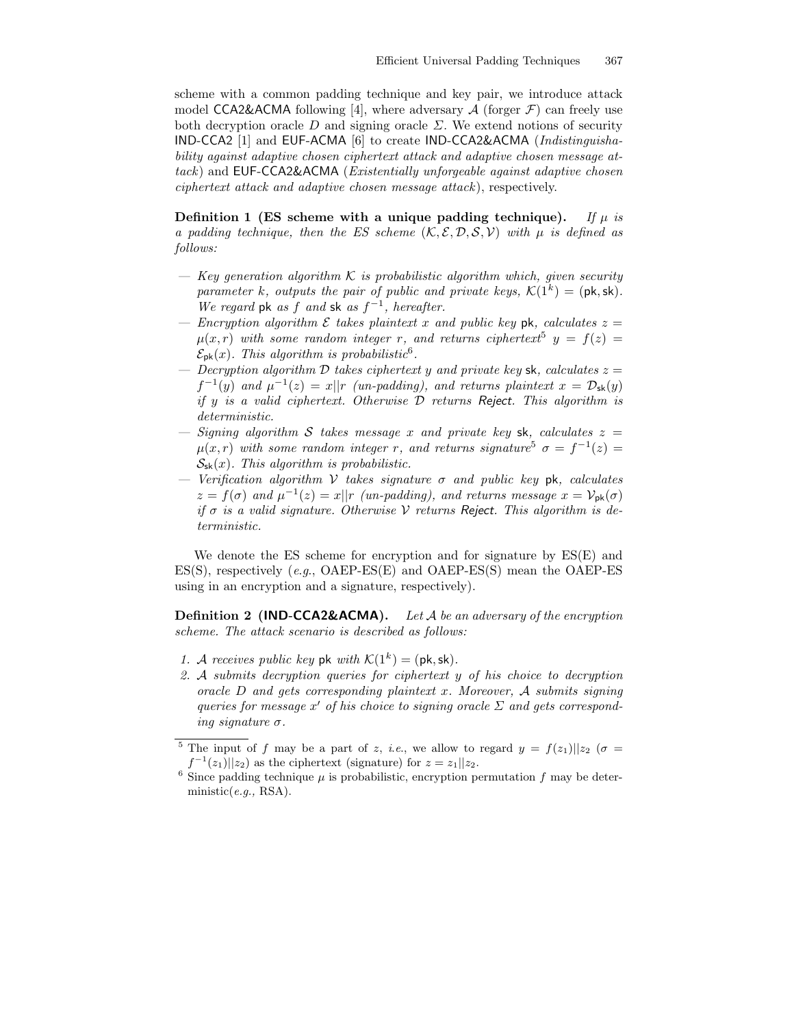scheme with a common padding technique and key pair, we introduce attack model CCA2&ACMA following [4], where adversary $\mathcal{A}$ (forger $\mathcal{F}$) can freely use both decryption oracle $D$ and signing oracle $\Sigma$. We extend notions of security IND-CCA2 [1] and EUF-ACMA [6] to create IND-CCA2&ACMA (*Indistinguishability against adaptive chosen ciphertext attack and adaptive chosen message attack*) and EUF-CCA2&ACMA (*Existentially unforgeable against adaptive chosen ciphertext attack and adaptive chosen message attack*), respectively.

**Definition 1 (ES scheme with a unique padding technique).** *If $\mu$ is a padding technique, then the ES scheme $(\mathcal{K}, \mathcal{E}, \mathcal{D}, \mathcal{S}, \mathcal{V})$ with $\mu$ is defined as follows:*

- *Key generation algorithm $\mathcal{K}$ is probabilistic algorithm which, given security parameter $k$, outputs the pair of public and private keys, $\mathcal{K}(1^k) = (\mathsf{pk}, \mathsf{sk})$. We regard $\mathsf{pk}$ as $f$ and $\mathsf{sk}$ as $f^{-1}$, hereafter.*
- *Encryption algorithm $\mathcal{E}$ takes plaintext $x$ and public key $\mathsf{pk}$, calculates $z = \mu(x, r)$ with some random integer $r$, and returns ciphertext[5] $y = f(z) = \mathcal{E}_{\mathsf{pk}}(x)$. This algorithm is probabilistic[6].*
- *Decryption algorithm $\mathcal{D}$ takes ciphertext $y$ and private key $\mathsf{sk}$, calculates $z = f^{-1}(y)$ and $\mu^{-1}(z) = x||r$ (un-padding), and returns plaintext $x = \mathcal{D}_{\mathsf{sk}}(y)$ if $y$ is a valid ciphertext. Otherwise $\mathcal{D}$ returns Reject. This algorithm is deterministic.*
- *Signing algorithm $\mathcal{S}$ takes message $x$ and private key $\mathsf{sk}$, calculates $z = \mu(x, r)$ with some random integer $r$, and returns signature[5] $\sigma = f^{-1}(z) = \mathcal{S}_{\mathsf{sk}}(x)$. This algorithm is probabilistic.*
- *Verification algorithm $\mathcal{V}$ takes signature $\sigma$ and public key $\mathsf{pk}$, calculates $z = f(\sigma)$ and $\mu^{-1}(z) = x||r$ (un-padding), and returns message $x = \mathcal{V}_{\mathsf{pk}}(\sigma)$ if $\sigma$ is a valid signature. Otherwise $\mathcal{V}$ returns Reject. This algorithm is deterministic.*

We denote the ES scheme for encryption and for signature by ES(E) and ES(S), respectively (*e.g.*, OAEP-ES(E) and OAEP-ES(S) mean the OAEP-ES using in an encryption and a signature, respectively).

**Definition 2 (IND-CCA2&ACMA).** *Let $\mathcal{A}$ be an adversary of the encryption scheme. The attack scenario is described as follows:*

1. *$\mathcal{A}$ receives public key $\mathsf{pk}$ with $\mathcal{K}(1^k) = (\mathsf{pk}, \mathsf{sk})$.*
2. *$\mathcal{A}$ submits decryption queries for ciphertext $y$ of his choice to decryption oracle $D$ and gets corresponding plaintext $x$. Moreover, $\mathcal{A}$ submits signing queries for message $x'$ of his choice to signing oracle $\Sigma$ and gets corresponding signature $\sigma$.*

---

[5] The input of $f$ may be a part of $z$, *i.e.*, we allow to regard $y = f(z_1)||z_2$ ($\sigma = f^{-1}(z_1)||z_2$) as the ciphertext (signature) for $z = z_1||z_2$.

[6] Since padding technique $\mu$ is probabilistic, encryption permutation $f$ may be deterministic(*e.g.,* RSA).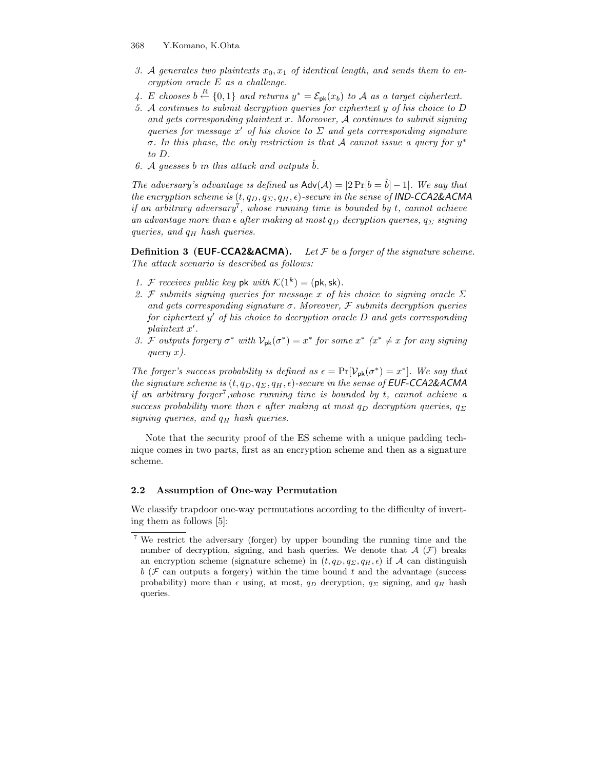3. $\mathcal{A}$ generates two plaintexts $x_0, x_1$ of identical length, and sends them to encryption oracle $E$ as a challenge.
4. $E$ chooses $b \xleftarrow{R} \{0,1\}$ and returns $y^* = \mathcal{E}_{\mathsf{pk}}(x_b)$ to $\mathcal{A}$ as a target ciphertext.
5. $\mathcal{A}$ continues to submit decryption queries for ciphertext $y$ of his choice to $D$ and gets corresponding plaintext $x$. Moreover, $\mathcal{A}$ continues to submit signing queries for message $x'$ of his choice to $\Sigma$ and gets corresponding signature $\sigma$. In this phase, the only restriction is that $\mathcal{A}$ cannot issue a query for $y^*$ to $D$.
6. $\mathcal{A}$ guesses $b$ in this attack and outputs $\hat{b}$.

*The adversary's advantage is defined as* $\mathsf{Adv}(\mathcal{A}) = |2\Pr[b = \hat{b}] - 1|$. *We say that the encryption scheme is* $(t, q_D, q_\Sigma, q_H, \epsilon)$*-secure in the sense of* ***IND-CCA2&ACMA*** *if an arbitrary adversary*[7]*, whose running time is bounded by* $t$*, cannot achieve an advantage more than* $\epsilon$ *after making at most* $q_D$ *decryption queries,* $q_\Sigma$ *signing queries, and* $q_H$ *hash queries.*

**Definition 3 (EUF-CCA2&ACMA).** *Let* $\mathcal{F}$ *be a forger of the signature scheme. The attack scenario is described as follows:*

1. $\mathcal{F}$ receives public key $\mathsf{pk}$ with $\mathcal{K}(1^k) = (\mathsf{pk}, \mathsf{sk})$.
2. $\mathcal{F}$ submits signing queries for message $x$ of his choice to signing oracle $\Sigma$ and gets corresponding signature $\sigma$. Moreover, $\mathcal{F}$ submits decryption queries for ciphertext $y'$ of his choice to decryption oracle $D$ and gets corresponding plaintext $x'$.
3. $\mathcal{F}$ outputs forgery $\sigma^*$ with $\mathcal{V}_{\mathsf{pk}}(\sigma^*) = x^*$ for some $x^*$ ($x^* \neq x$ for any signing query $x$).

*The forger's success probability is defined as* $\epsilon = \Pr[\mathcal{V}_{\mathsf{pk}}(\sigma^*) = x^*]$. *We say that the signature scheme is* $(t, q_D, q_\Sigma, q_H, \epsilon)$*-secure in the sense of* ***EUF-CCA2&ACMA*** *if an arbitrary forger*[7]*,whose running time is bounded by* $t$*, cannot achieve a success probability more than* $\epsilon$ *after making at most* $q_D$ *decryption queries,* $q_\Sigma$ *signing queries, and* $q_H$ *hash queries.*

Note that the security proof of the ES scheme with a unique padding technique comes in two parts, first as an encryption scheme and then as a signature scheme.

### 2.2 Assumption of One-way Permutation

We classify trapdoor one-way permutations according to the difficulty of inverting them as follows [5]:

[7] We restrict the adversary (forger) by upper bounding the running time and the number of decryption, signing, and hash queries. We denote that $\mathcal{A}$ ($\mathcal{F}$) breaks an encryption scheme (signature scheme) in $(t, q_D, q_\Sigma, q_H, \epsilon)$ if $\mathcal{A}$ can distinguish $b$ ($\mathcal{F}$ can outputs a forgery) within the time bound $t$ and the advantage (success probability) more than $\epsilon$ using, at most, $q_D$ decryption, $q_\Sigma$ signing, and $q_H$ hash queries.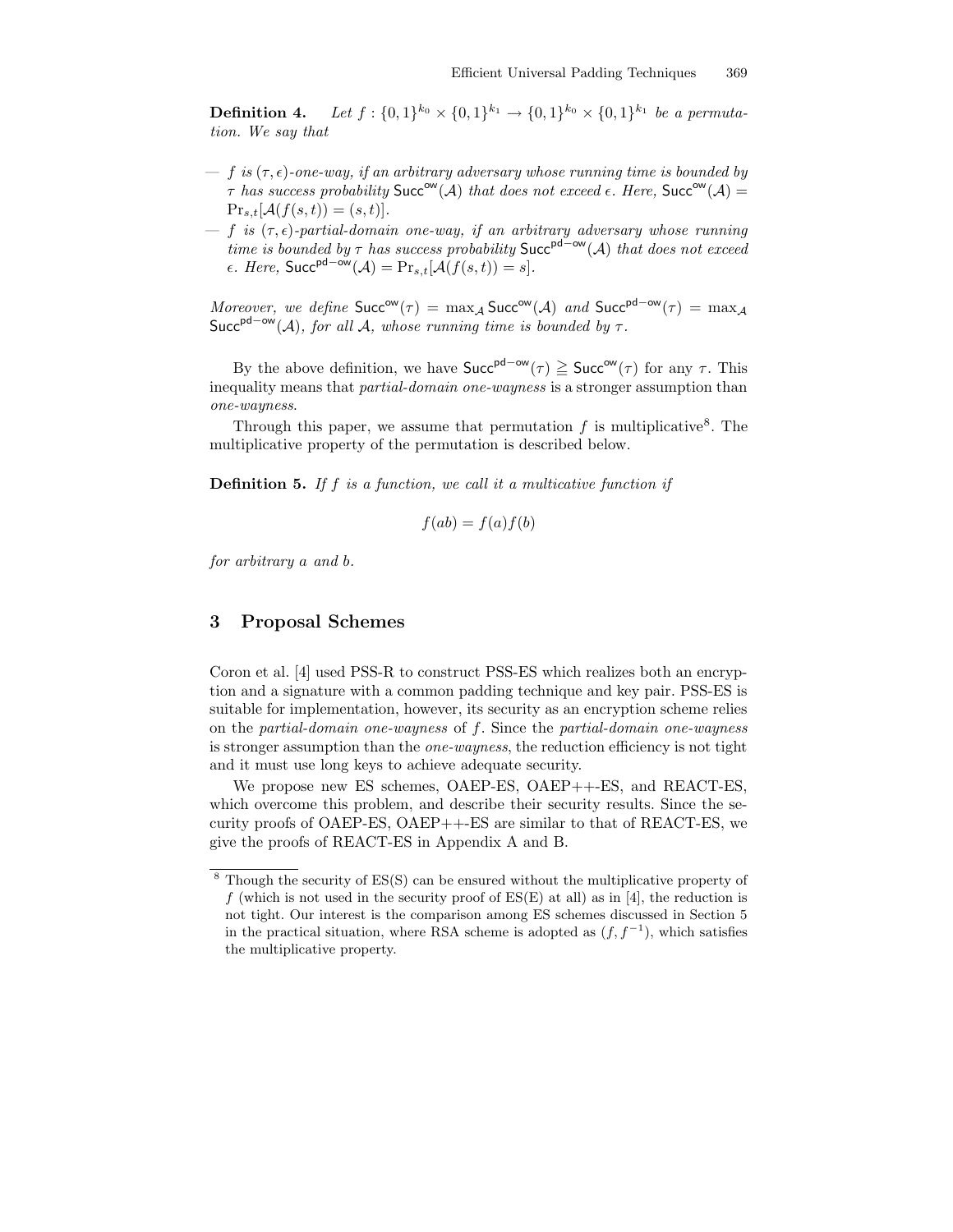**Definition 4.** *Let $f : \{0,1\}^{k_0} \times \{0,1\}^{k_1} \to \{0,1\}^{k_0} \times \{0,1\}^{k_1}$ be a permutation. We say that*

- *$f$ is $(\tau, \epsilon)$-one-way, if an arbitrary adversary whose running time is bounded by $\tau$ has success probability $\mathsf{Succ}^{\mathsf{ow}}(\mathcal{A})$ that does not exceed $\epsilon$. Here, $\mathsf{Succ}^{\mathsf{ow}}(\mathcal{A}) = \Pr_{s,t}[\mathcal{A}(f(s,t)) = (s,t)]$.*
- *$f$ is $(\tau, \epsilon)$-partial-domain one-way, if an arbitrary adversary whose running time is bounded by $\tau$ has success probability $\mathsf{Succ}^{\mathsf{pd-ow}}(\mathcal{A})$ that does not exceed $\epsilon$. Here, $\mathsf{Succ}^{\mathsf{pd-ow}}(\mathcal{A}) = \Pr_{s,t}[\mathcal{A}(f(s,t)) = s]$.*

*Moreover, we define $\mathsf{Succ}^{\mathsf{ow}}(\tau) = \max_{\mathcal{A}} \mathsf{Succ}^{\mathsf{ow}}(\mathcal{A})$ and $\mathsf{Succ}^{\mathsf{pd-ow}}(\tau) = \max_{\mathcal{A}} \mathsf{Succ}^{\mathsf{pd-ow}}(\mathcal{A})$, for all $\mathcal{A}$, whose running time is bounded by $\tau$.*

By the above definition, we have $\mathsf{Succ}^{\mathsf{pd-ow}}(\tau) \geqq \mathsf{Succ}^{\mathsf{ow}}(\tau)$ for any $\tau$. This inequality means that *partial-domain one-wayness* is a stronger assumption than *one-wayness.*

Through this paper, we assume that permutation $f$ is multiplicative[8]. The multiplicative property of the permutation is described below.

**Definition 5.** *If $f$ is a function, we call it a multicative function if*

$$f(ab) = f(a)f(b)$$

*for arbitrary $a$ and $b$.*

## 3 Proposal Schemes

Coron et al. [4] used PSS-R to construct PSS-ES which realizes both an encryption and a signature with a common padding technique and key pair. PSS-ES is suitable for implementation, however, its security as an encryption scheme relies on the *partial-domain one-wayness* of $f$. Since the *partial-domain one-wayness* is stronger assumption than the *one-wayness*, the reduction efficiency is not tight and it must use long keys to achieve adequate security.

We propose new ES schemes, OAEP-ES, OAEP++-ES, and REACT-ES, which overcome this problem, and describe their security results. Since the security proofs of OAEP-ES, OAEP++-ES are similar to that of REACT-ES, we give the proofs of REACT-ES in Appendix A and B.

[8] Though the security of ES(S) can be ensured without the multiplicative property of $f$ (which is not used in the security proof of ES(E) at all) as in [4], the reduction is not tight. Our interest is the comparison among ES schemes discussed in Section 5 in the practical situation, where RSA scheme is adopted as $(f, f^{-1})$, which satisfies the multiplicative property.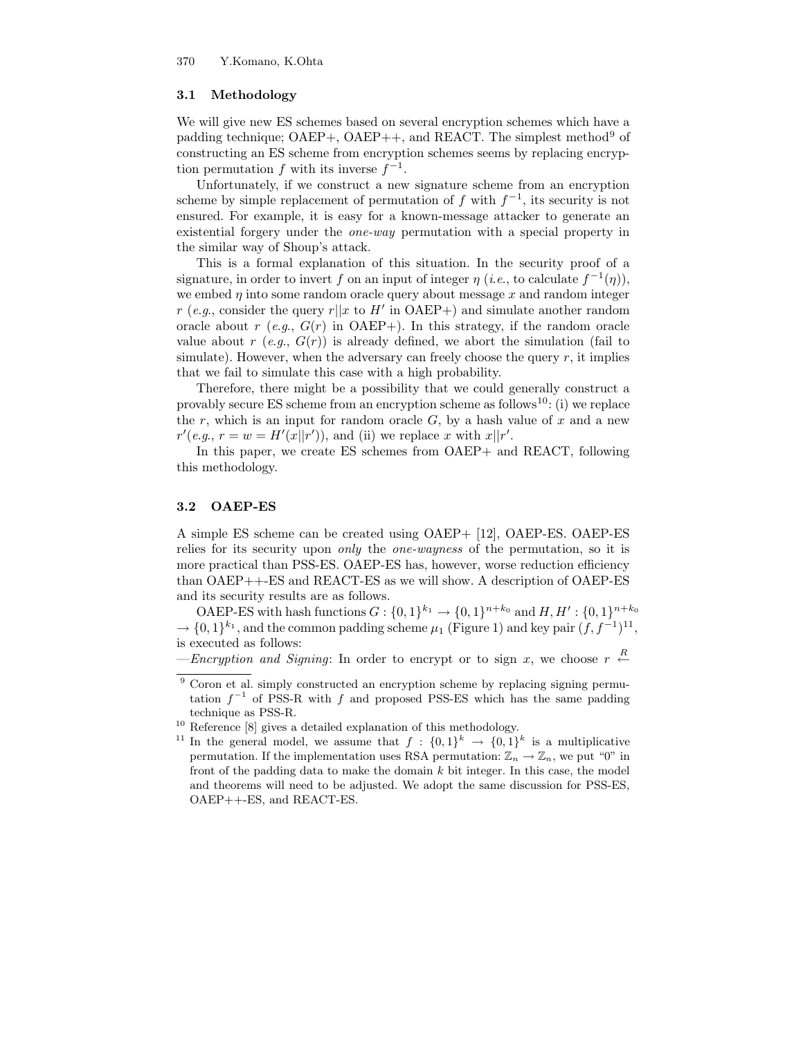### 3.1 Methodology

We will give new ES schemes based on several encryption schemes which have a padding technique; OAEP+, OAEP++, and REACT. The simplest method[9] of constructing an ES scheme from encryption schemes seems by replacing encryption permutation $f$ with its inverse $f^{-1}$.

Unfortunately, if we construct a new signature scheme from an encryption scheme by simple replacement of permutation of $f$ with $f^{-1}$, its security is not ensured. For example, it is easy for a known-message attacker to generate an existential forgery under the *one-way* permutation with a special property in the similar way of Shoup's attack.

This is a formal explanation of this situation. In the security proof of a signature, in order to invert $f$ on an input of integer $\eta$ (*i.e.*, to calculate $f^{-1}(\eta)$), we embed $\eta$ into some random oracle query about message $x$ and random integer $r$ (*e.g.*, consider the query $r||x$ to $H'$ in OAEP+) and simulate another random oracle about $r$ (*e.g.*, $G(r)$ in OAEP+). In this strategy, if the random oracle value about $r$ (*e.g.*, $G(r)$) is already defined, we abort the simulation (fail to simulate). However, when the adversary can freely choose the query $r$, it implies that we fail to simulate this case with a high probability.

Therefore, there might be a possibility that we could generally construct a provably secure ES scheme from an encryption scheme as follows[10]: (i) we replace the $r$, which is an input for random oracle $G$, by a hash value of $x$ and a new $r'$(*e.g.*, $r = w = H'(x||r')$), and (ii) we replace $x$ with $x||r'$.

In this paper, we create ES schemes from OAEP+ and REACT, following this methodology.

### 3.2 OAEP-ES

A simple ES scheme can be created using OAEP+ [12], OAEP-ES. OAEP-ES relies for its security upon *only* the *one-wayness* of the permutation, so it is more practical than PSS-ES. OAEP-ES has, however, worse reduction efficiency than OAEP++-ES and REACT-ES as we will show. A description of OAEP-ES and its security results are as follows.

OAEP-ES with hash functions $G : \{0,1\}^{k_1} \to \{0,1\}^{n+k_0}$ and $H, H' : \{0,1\}^{n+k_0} \to \{0,1\}^{k_1}$, and the common padding scheme $\mu_1$ (Figure 1) and key pair $(f, f^{-1})$[11], is executed as follows:

—*Encryption and Signing*: In order to encrypt or to sign $x$, we choose $r \overset{R}{\leftarrow}$

---

[9] Coron et al. simply constructed an encryption scheme by replacing signing permutation $f^{-1}$ of PSS-R with $f$ and proposed PSS-ES which has the same padding technique as PSS-R.

[10] Reference [8] gives a detailed explanation of this methodology.

[11] In the general model, we assume that $f : \{0,1\}^k \to \{0,1\}^k$ is a multiplicative permutation. If the implementation uses RSA permutation: $\mathbb{Z}_n \to \mathbb{Z}_n$, we put "0" in front of the padding data to make the domain $k$ bit integer. In this case, the model and theorems will need to be adjusted. We adopt the same discussion for PSS-ES, OAEP++-ES, and REACT-ES.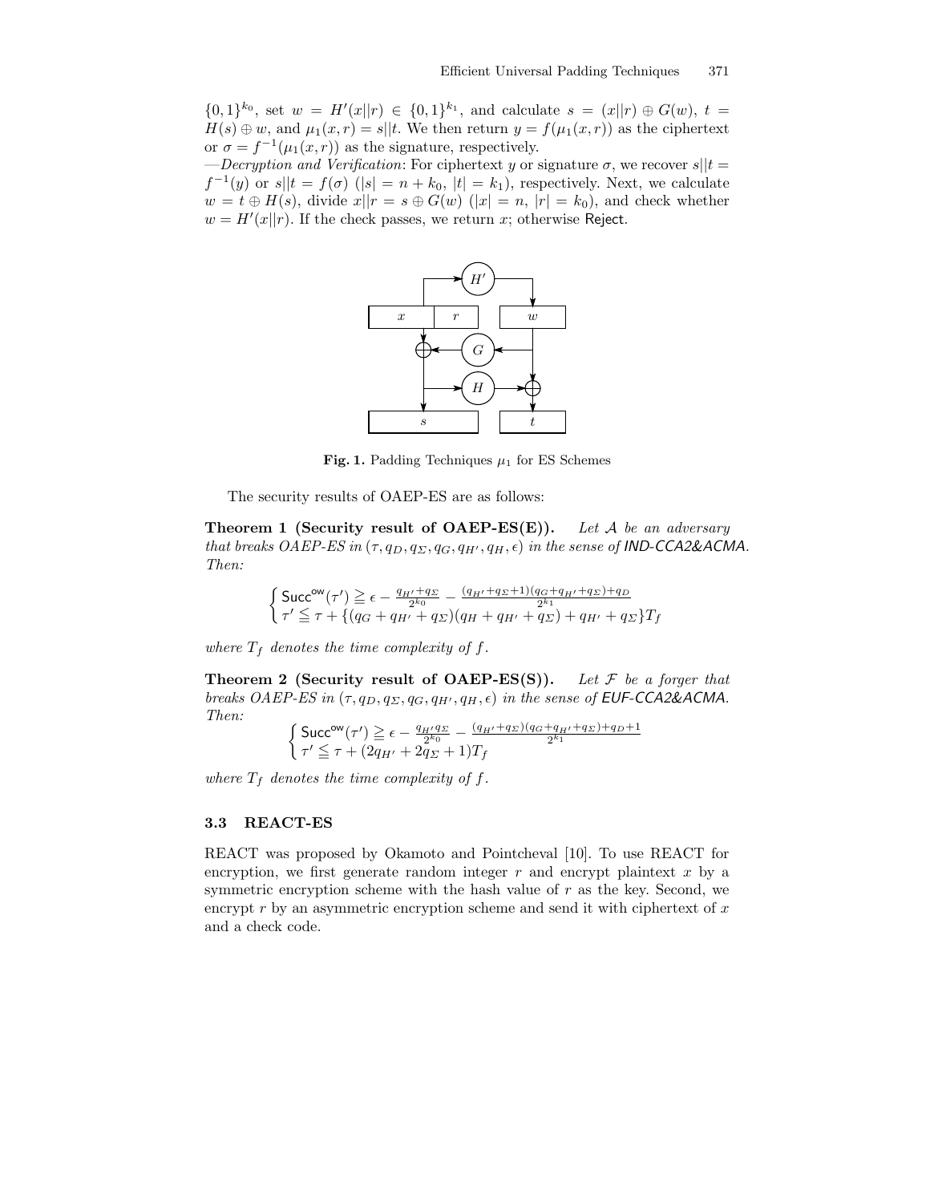$\{0,1\}^{k_0}$, set $w = H'(x||r) \in \{0,1\}^{k_1}$, and calculate $s = (x||r) \oplus G(w)$, $t = H(s) \oplus w$, and $\mu_1(x,r) = s||t$. We then return $y = f(\mu_1(x,r))$ as the ciphertext or $\sigma = f^{-1}(\mu_1(x,r))$ as the signature, respectively.

—*Decryption and Verification*: For ciphertext $y$ or signature $\sigma$, we recover $s||t = f^{-1}(y)$ or $s||t = f(\sigma)$ ($|s| = n + k_0$, $|t| = k_1$), respectively. Next, we calculate $w = t \oplus H(s)$, divide $x||r = s \oplus G(w)$ ($|x| = n$, $|r| = k_0$), and check whether $w = H'(x||r)$. If the check passes, we return $x$; otherwise Reject.

**Fig. 1.** Padding Techniques $\mu_1$ for ES Schemes

The security results of OAEP-ES are as follows:

**Theorem 1 (Security result of OAEP-ES(E)).** *Let $\mathcal{A}$ be an adversary that breaks OAEP-ES in $(\tau, q_D, q_\Sigma, q_G, q_{H'}, q_H, \epsilon)$ in the sense of IND-CCA2&ACMA. Then:*

$$\begin{cases} \mathsf{Succ}^{\mathsf{ow}}(\tau') \geqq \epsilon - \frac{q_{H'}+q_\Sigma}{2^{k_0}} - \frac{(q_{H'}+q_\Sigma+1)(q_G+q_{H'}+q_\Sigma)+q_D}{2^{k_1}} \\ \tau' \leqq \tau + \{(q_G + q_{H'} + q_\Sigma)(q_H + q_{H'} + q_\Sigma) + q_{H'} + q_\Sigma\}T_f \end{cases}$$

*where $T_f$ denotes the time complexity of $f$.*

**Theorem 2 (Security result of OAEP-ES(S)).** *Let $\mathcal{F}$ be a forger that breaks OAEP-ES in $(\tau, q_D, q_\Sigma, q_G, q_{H'}, q_H, \epsilon)$ in the sense of EUF-CCA2&ACMA. Then:*

$$\begin{cases} \mathsf{Succ}^{\mathsf{ow}}(\tau') \geqq \epsilon - \frac{q_{H'}q_\Sigma}{2^{k_0}} - \frac{(q_{H'}+q_\Sigma)(q_G+q_{H'}+q_\Sigma)+q_D+1}{2^{k_1}} \\ \tau' \leqq \tau + (2q_{H'} + 2q_\Sigma + 1)T_f \end{cases}$$

*where $T_f$ denotes the time complexity of $f$.*

### 3.3 REACT-ES

REACT was proposed by Okamoto and Pointcheval [10]. To use REACT for encryption, we first generate random integer $r$ and encrypt plaintext $x$ by a symmetric encryption scheme with the hash value of $r$ as the key. Second, we encrypt $r$ by an asymmetric encryption scheme and send it with ciphertext of $x$ and a check code.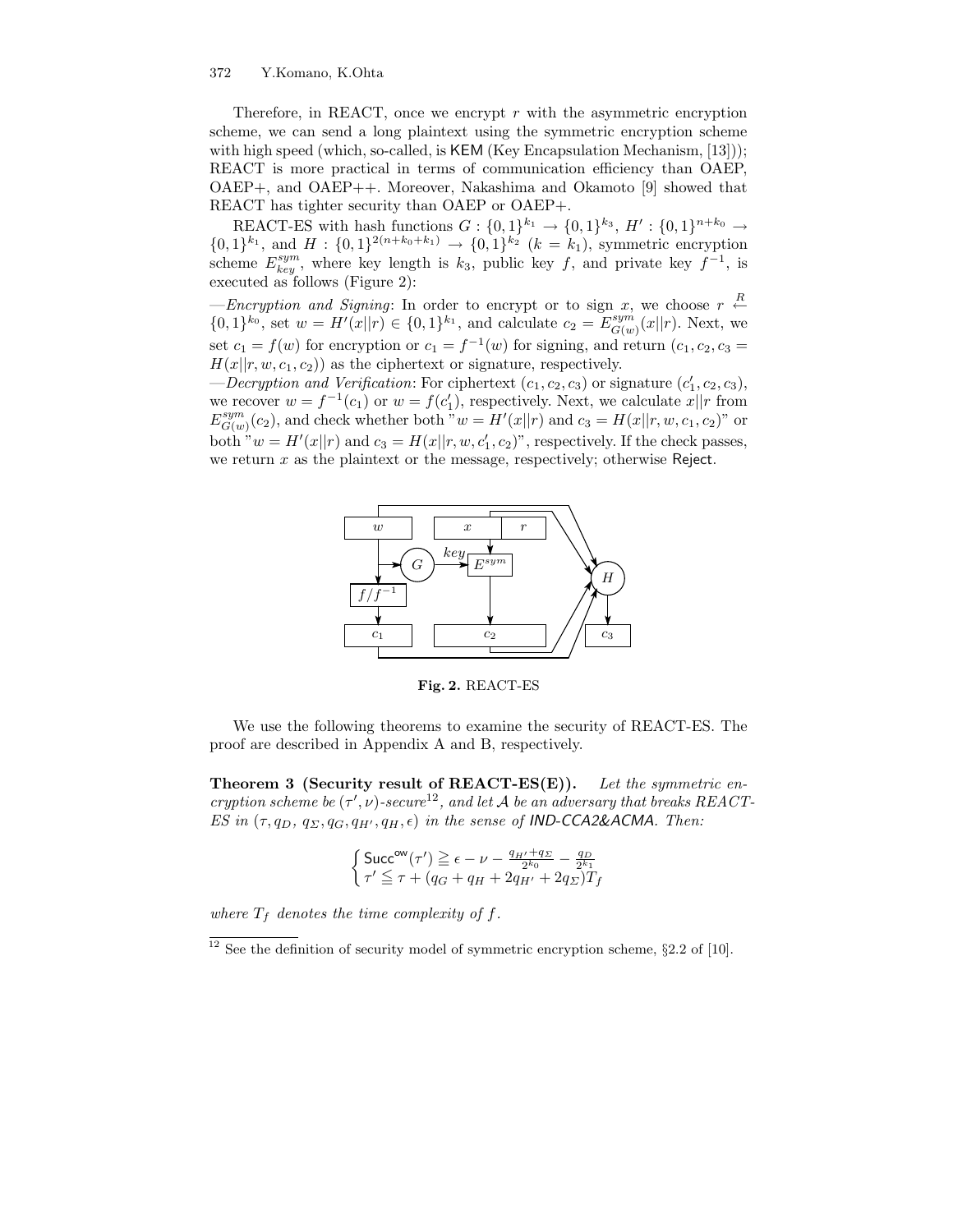Therefore, in REACT, once we encrypt $r$ with the asymmetric encryption scheme, we can send a long plaintext using the symmetric encryption scheme with high speed (which, so-called, is KEM (Key Encapsulation Mechanism, [13])); REACT is more practical in terms of communication efficiency than OAEP, OAEP+, and OAEP++. Moreover, Nakashima and Okamoto [9] showed that REACT has tighter security than OAEP or OAEP+.

REACT-ES with hash functions $G : \{0,1\}^{k_1} \to \{0,1\}^{k_3}$, $H' : \{0,1\}^{n+k_0} \to \{0,1\}^{k_1}$, and $H : \{0,1\}^{2(n+k_0+k_1)} \to \{0,1\}^{k_2}$ $(k = k_1)$, symmetric encryption scheme $E^{sym}_{key}$, where key length is $k_3$, public key $f$, and private key $f^{-1}$, is executed as follows (Figure 2):

—*Encryption and Signing*: In order to encrypt or to sign $x$, we choose $r \xleftarrow{R} \{0,1\}^{k_0}$, set $w = H'(x||r) \in \{0,1\}^{k_1}$, and calculate $c_2 = E^{sym}_{G(w)}(x||r)$. Next, we set $c_1 = f(w)$ for encryption or $c_1 = f^{-1}(w)$ for signing, and return $(c_1, c_2, c_3 = H(x||r, w, c_1, c_2))$ as the ciphertext or signature, respectively.

—*Decryption and Verification*: For ciphertext $(c_1, c_2, c_3)$ or signature $(c'_1, c_2, c_3)$, we recover $w = f^{-1}(c_1)$ or $w = f(c'_1)$, respectively. Next, we calculate $x||r$ from $E^{sym}_{G(w)}(c_2)$, and check whether both "$w = H'(x||r)$ and $c_3 = H(x||r, w, c_1, c_2)$" or both "$w = H'(x||r)$ and $c_3 = H(x||r, w, c'_1, c_2)$", respectively. If the check passes, we return $x$ as the plaintext or the message, respectively; otherwise Reject.

**Fig. 2.** REACT-ES

We use the following theorems to examine the security of REACT-ES. The proof are described in Appendix A and B, respectively.

**Theorem 3 (Security result of REACT-ES(E)).** *Let the symmetric encryption scheme be $(\tau', \nu)$-secure*[12]*, and let $\mathcal{A}$ be an adversary that breaks REACT-ES in $(\tau, q_D, q_\Sigma, q_G, q_{H'}, q_H, \epsilon)$ in the sense of IND-CCA2&ACMA. Then:*

$$\begin{cases} \mathsf{Succ}^{\mathsf{ow}}(\tau') \geqq \epsilon - \nu - \frac{q_{H'}+q_\Sigma}{2^{k_0}} - \frac{q_D}{2^{k_1}} \\ \tau' \leqq \tau + (q_G + q_H + 2q_{H'} + 2q_\Sigma)T_f \end{cases}$$

*where $T_f$ denotes the time complexity of $f$.*

[12] See the definition of security model of symmetric encryption scheme, §2.2 of [10].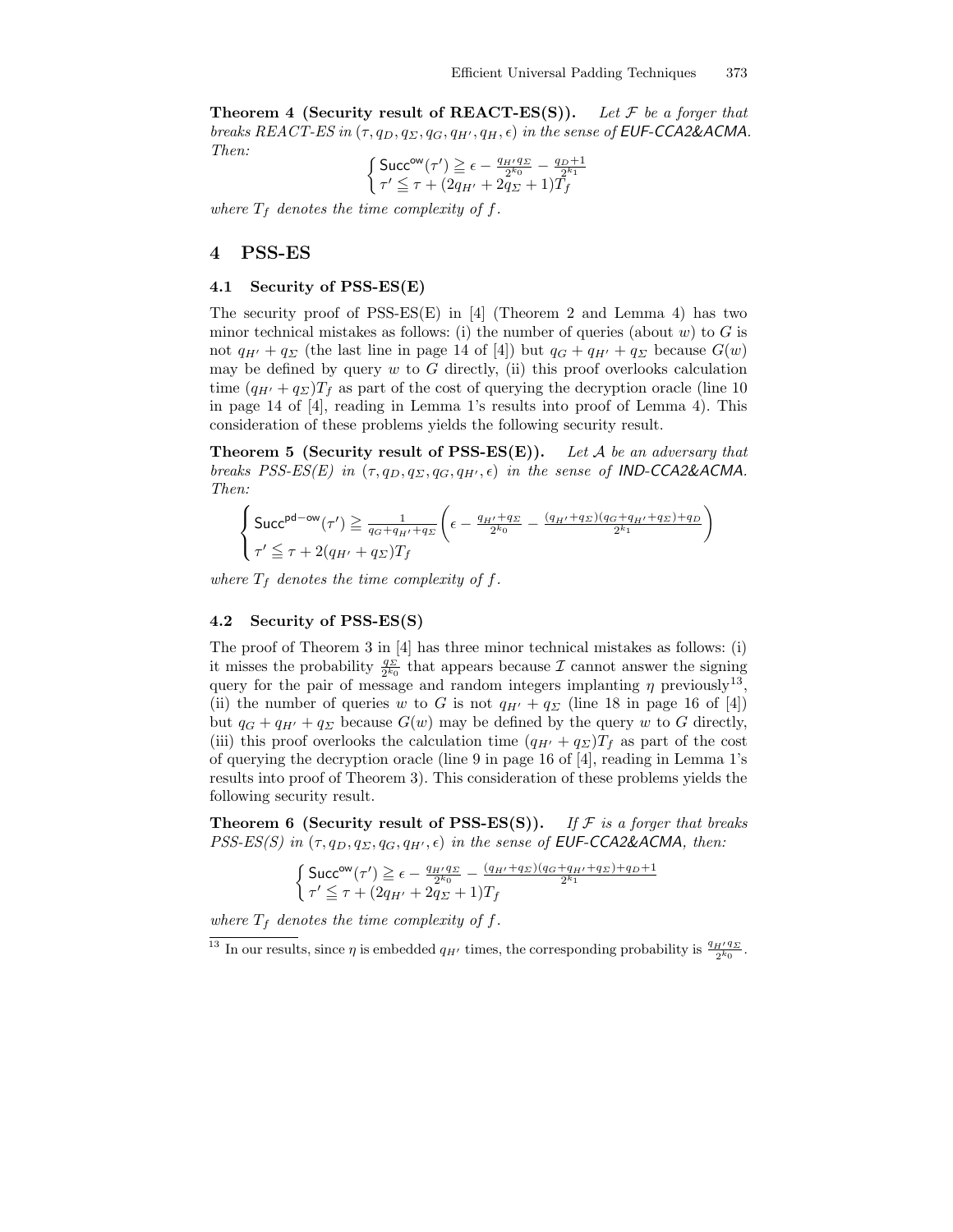**Theorem 4 (Security result of REACT-ES(S)).** *Let $\mathcal{F}$ be a forger that breaks REACT-ES in $(\tau, q_D, q_\Sigma, q_G, q_{H'}, q_H, \epsilon)$ in the sense of EUF-CCA2&ACMA. Then:*

$$\begin{cases} \mathsf{Succ}^{\mathsf{ow}}(\tau') \geqq \epsilon - \frac{q_{H'} q_\Sigma}{2^{k_0}} - \frac{q_D + 1}{2^{k_1}} \\ \tau' \leqq \tau + (2q_{H'} + 2q_\Sigma + 1)T_f \end{cases}$$

*where $T_f$ denotes the time complexity of $f$.*

## 4 PSS-ES

### 4.1 Security of PSS-ES(E)

The security proof of PSS-ES(E) in [4] (Theorem 2 and Lemma 4) has two minor technical mistakes as follows: (i) the number of queries (about $w$) to $G$ is not $q_{H'} + q_\Sigma$ (the last line in page 14 of [4]) but $q_G + q_{H'} + q_\Sigma$ because $G(w)$ may be defined by query $w$ to $G$ directly, (ii) this proof overlooks calculation time $(q_{H'} + q_\Sigma)T_f$ as part of the cost of querying the decryption oracle (line 10 in page 14 of [4], reading in Lemma 1's results into proof of Lemma 4). This consideration of these problems yields the following security result.

**Theorem 5 (Security result of PSS-ES(E)).** *Let $\mathcal{A}$ be an adversary that breaks PSS-ES(E) in $(\tau, q_D, q_\Sigma, q_G, q_{H'}, \epsilon)$ in the sense of IND-CCA2&ACMA. Then:*

$$\begin{cases} \mathsf{Succ}^{\mathsf{pd-ow}}(\tau') \geqq \frac{1}{q_G + q_{H'} + q_\Sigma} \left( \epsilon - \frac{q_{H'} + q_\Sigma}{2^{k_0}} - \frac{(q_{H'} + q_\Sigma)(q_G + q_{H'} + q_\Sigma) + q_D}{2^{k_1}} \right) \\ \tau' \leqq \tau + 2(q_{H'} + q_\Sigma)T_f \end{cases}$$

*where $T_f$ denotes the time complexity of $f$.*

### 4.2 Security of PSS-ES(S)

The proof of Theorem 3 in [4] has three minor technical mistakes as follows: (i) it misses the probability $\frac{q_\Sigma}{2^{k_0}}$ that appears because $\mathcal{I}$ cannot answer the signing query for the pair of message and random integers implanting $\eta$ previously[13], (ii) the number of queries $w$ to $G$ is not $q_{H'} + q_\Sigma$ (line 18 in page 16 of [4]) but $q_G + q_{H'} + q_\Sigma$ because $G(w)$ may be defined by the query $w$ to $G$ directly, (iii) this proof overlooks the calculation time $(q_{H'} + q_\Sigma)T_f$ as part of the cost of querying the decryption oracle (line 9 in page 16 of [4], reading in Lemma 1's results into proof of Theorem 3). This consideration of these problems yields the following security result.

**Theorem 6 (Security result of PSS-ES(S)).** *If $\mathcal{F}$ is a forger that breaks PSS-ES(S) in $(\tau, q_D, q_\Sigma, q_G, q_{H'}, \epsilon)$ in the sense of EUF-CCA2&ACMA, then:*

$$\begin{cases} \mathsf{Succ}^{\mathsf{ow}}(\tau') \geqq \epsilon - \frac{q_{H'} q_\Sigma}{2^{k_0}} - \frac{(q_{H'} + q_\Sigma)(q_G + q_{H'} + q_\Sigma) + q_D + 1}{2^{k_1}} \\ \tau' \leqq \tau + (2q_{H'} + 2q_\Sigma + 1)T_f \end{cases}$$

*where $T_f$ denotes the time complexity of $f$.*

[13] In our results, since $\eta$ is embedded $q_{H'}$ times, the corresponding probability is $\frac{q_{H'} q_\Sigma}{2^{k_0}}$.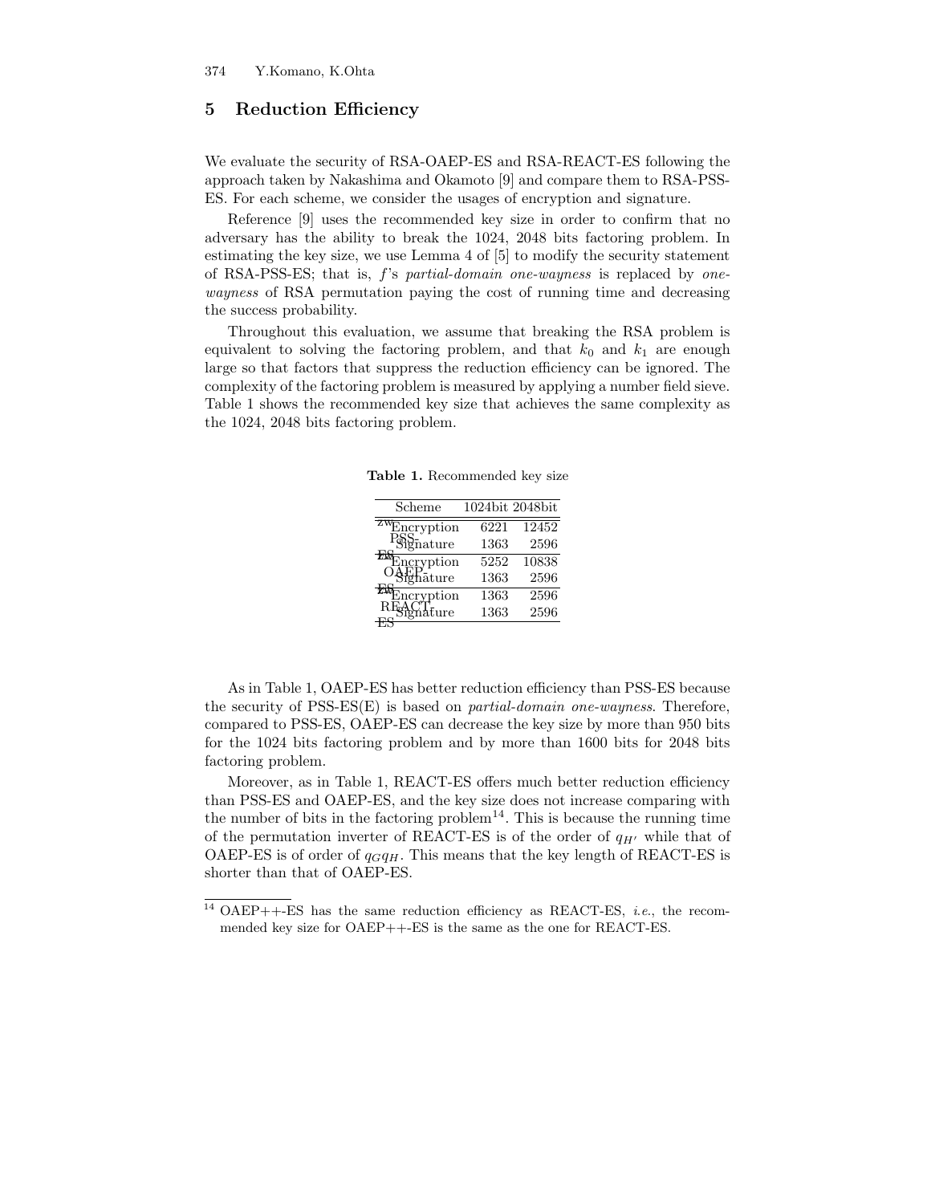## 5 Reduction Efficiency

We evaluate the security of RSA-OAEP-ES and RSA-REACT-ES following the approach taken by Nakashima and Okamoto [9] and compare them to RSA-PSS-ES. For each scheme, we consider the usages of encryption and signature.

Reference [9] uses the recommended key size in order to confirm that no adversary has the ability to break the 1024, 2048 bits factoring problem. In estimating the key size, we use Lemma 4 of [5] to modify the security statement of RSA-PSS-ES; that is, $f$'s *partial-domain one-wayness* is replaced by *one-wayness* of RSA permutation paying the cost of running time and decreasing the success probability.

Throughout this evaluation, we assume that breaking the RSA problem is equivalent to solving the factoring problem, and that $k_0$ and $k_1$ are enough large so that factors that suppress the reduction efficiency can be ignored. The complexity of the factoring problem is measured by applying a number field sieve. Table 1 shows the recommended key size that achieves the same complexity as the 1024, 2048 bits factoring problem.

**Table 1.** Recommended key size

| Scheme | | 1024bit | 2048bit |
|---|---|---|---|
| PSS-ES | Encryption | 6221 | 12452 |
| | Signature | 1363 | 2596 |
| OAEP-ES | Encryption | 5252 | 10838 |
| | Signature | 1363 | 2596 |
| REACT-ES | Encryption | 1363 | 2596 |
| | Signature | 1363 | 2596 |

As in Table 1, OAEP-ES has better reduction efficiency than PSS-ES because the security of PSS-ES(E) is based on *partial-domain one-wayness*. Therefore, compared to PSS-ES, OAEP-ES can decrease the key size by more than 950 bits for the 1024 bits factoring problem and by more than 1600 bits for 2048 bits factoring problem.

Moreover, as in Table 1, REACT-ES offers much better reduction efficiency than PSS-ES and OAEP-ES, and the key size does not increase comparing with the number of bits in the factoring problem[14]. This is because the running time of the permutation inverter of REACT-ES is of the order of $q_{H'}$ while that of OAEP-ES is of order of $q_G q_H$. This means that the key length of REACT-ES is shorter than that of OAEP-ES.

[14] OAEP++-ES has the same reduction efficiency as REACT-ES, *i.e.*, the recommended key size for OAEP++-ES is the same as the one for REACT-ES.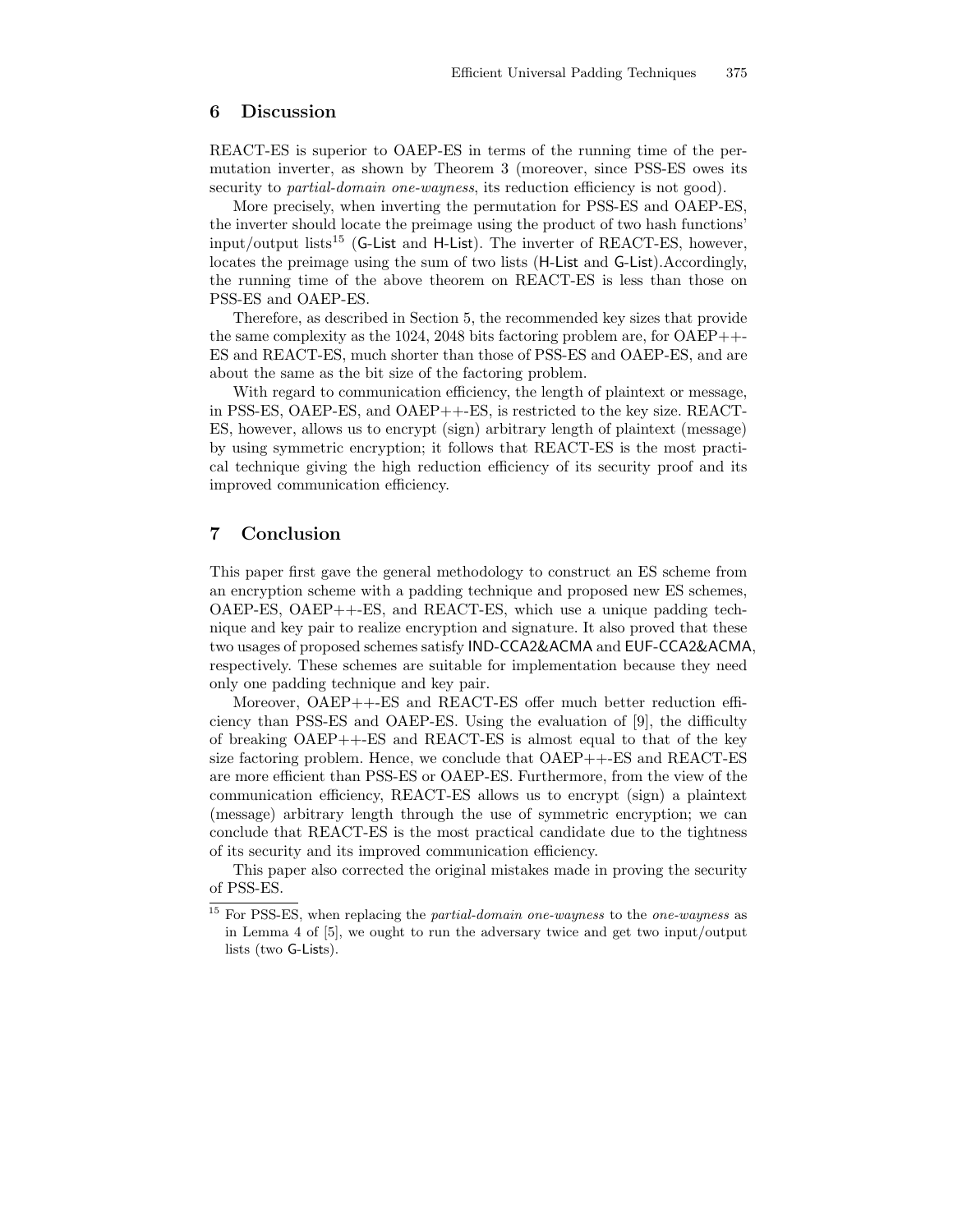## 6 Discussion

REACT-ES is superior to OAEP-ES in terms of the running time of the permutation inverter, as shown by Theorem 3 (moreover, since PSS-ES owes its security to *partial-domain one-wayness*, its reduction efficiency is not good).

More precisely, when inverting the permutation for PSS-ES and OAEP-ES, the inverter should locate the preimage using the product of two hash functions' input/output lists[15] (G-List and H-List). The inverter of REACT-ES, however, locates the preimage using the sum of two lists (H-List and G-List).Accordingly, the running time of the above theorem on REACT-ES is less than those on PSS-ES and OAEP-ES.

Therefore, as described in Section 5, the recommended key sizes that provide the same complexity as the 1024, 2048 bits factoring problem are, for OAEP++-ES and REACT-ES, much shorter than those of PSS-ES and OAEP-ES, and are about the same as the bit size of the factoring problem.

With regard to communication efficiency, the length of plaintext or message, in PSS-ES, OAEP-ES, and OAEP++-ES, is restricted to the key size. REACT-ES, however, allows us to encrypt (sign) arbitrary length of plaintext (message) by using symmetric encryption; it follows that REACT-ES is the most practical technique giving the high reduction efficiency of its security proof and its improved communication efficiency.

## 7 Conclusion

This paper first gave the general methodology to construct an ES scheme from an encryption scheme with a padding technique and proposed new ES schemes, OAEP-ES, OAEP++-ES, and REACT-ES, which use a unique padding technique and key pair to realize encryption and signature. It also proved that these two usages of proposed schemes satisfy IND-CCA2&ACMA and EUF-CCA2&ACMA, respectively. These schemes are suitable for implementation because they need only one padding technique and key pair.

Moreover, OAEP++-ES and REACT-ES offer much better reduction efficiency than PSS-ES and OAEP-ES. Using the evaluation of [9], the difficulty of breaking OAEP++-ES and REACT-ES is almost equal to that of the key size factoring problem. Hence, we conclude that OAEP++-ES and REACT-ES are more efficient than PSS-ES or OAEP-ES. Furthermore, from the view of the communication efficiency, REACT-ES allows us to encrypt (sign) a plaintext (message) arbitrary length through the use of symmetric encryption; we can conclude that REACT-ES is the most practical candidate due to the tightness of its security and its improved communication efficiency.

This paper also corrected the original mistakes made in proving the security of PSS-ES.

---

[15] For PSS-ES, when replacing the *partial-domain one-wayness* to the *one-wayness* as in Lemma 4 of [5], we ought to run the adversary twice and get two input/output lists (two G-Lists).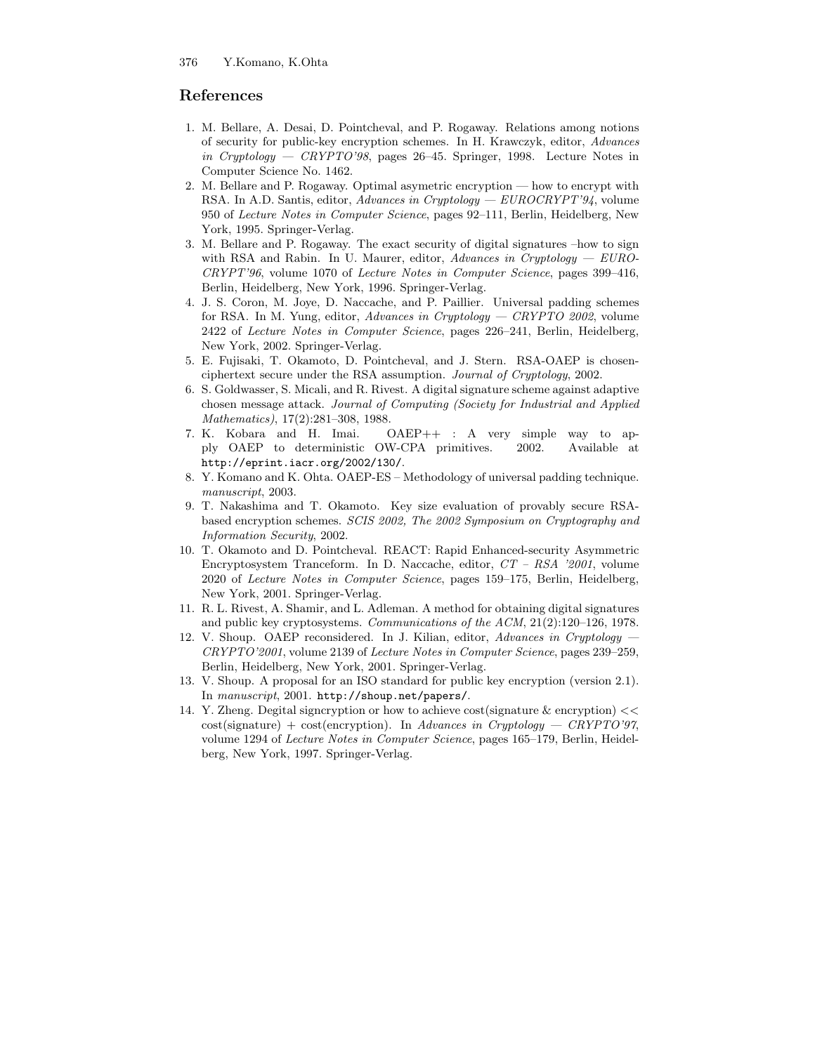## References

1. M. Bellare, A. Desai, D. Pointcheval, and P. Rogaway. Relations among notions of security for public-key encryption schemes. In H. Krawczyk, editor, *Advances in Cryptology — CRYPTO'98*, pages 26–45. Springer, 1998. Lecture Notes in Computer Science No. 1462.
2. M. Bellare and P. Rogaway. Optimal asymetric encryption — how to encrypt with RSA. In A.D. Santis, editor, *Advances in Cryptology — EUROCRYPT'94*, volume 950 of *Lecture Notes in Computer Science*, pages 92–111, Berlin, Heidelberg, New York, 1995. Springer-Verlag.
3. M. Bellare and P. Rogaway. The exact security of digital signatures –how to sign with RSA and Rabin. In U. Maurer, editor, *Advances in Cryptology — EUROCRYPT'96*, volume 1070 of *Lecture Notes in Computer Science*, pages 399–416, Berlin, Heidelberg, New York, 1996. Springer-Verlag.
4. J. S. Coron, M. Joye, D. Naccache, and P. Paillier. Universal padding schemes for RSA. In M. Yung, editor, *Advances in Cryptology — CRYPTO 2002*, volume 2422 of *Lecture Notes in Computer Science*, pages 226–241, Berlin, Heidelberg, New York, 2002. Springer-Verlag.
5. E. Fujisaki, T. Okamoto, D. Pointcheval, and J. Stern. RSA-OAEP is chosen-ciphertext secure under the RSA assumption. *Journal of Cryptology*, 2002.
6. S. Goldwasser, S. Micali, and R. Rivest. A digital signature scheme against adaptive chosen message attack. *Journal of Computing (Society for Industrial and Applied Mathematics)*, 17(2):281–308, 1988.
7. K. Kobara and H. Imai. OAEP++ : A very simple way to apply OAEP to deterministic OW-CPA primitives. 2002. Available at `http://eprint.iacr.org/2002/130/`.
8. Y. Komano and K. Ohta. OAEP-ES – Methodology of universal padding technique. *manuscript*, 2003.
9. T. Nakashima and T. Okamoto. Key size evaluation of provably secure RSA-based encryption schemes. *SCIS 2002, The 2002 Symposium on Cryptography and Information Security*, 2002.
10. T. Okamoto and D. Pointcheval. REACT: Rapid Enhanced-security Asymmetric Encryptosystem Tranceform. In D. Naccache, editor, *CT – RSA '2001*, volume 2020 of *Lecture Notes in Computer Science*, pages 159–175, Berlin, Heidelberg, New York, 2001. Springer-Verlag.
11. R. L. Rivest, A. Shamir, and L. Adleman. A method for obtaining digital signatures and public key cryptosystems. *Communications of the ACM*, 21(2):120–126, 1978.
12. V. Shoup. OAEP reconsidered. In J. Kilian, editor, *Advances in Cryptology — CRYPTO'2001*, volume 2139 of *Lecture Notes in Computer Science*, pages 239–259, Berlin, Heidelberg, New York, 2001. Springer-Verlag.
13. V. Shoup. A proposal for an ISO standard for public key encryption (version 2.1). In *manuscript*, 2001. `http://shoup.net/papers/`.
14. Y. Zheng. Degital signcryption or how to achieve cost(signature & encryption) << cost(signature) + cost(encryption). In *Advances in Cryptology — CRYPTO'97*, volume 1294 of *Lecture Notes in Computer Science*, pages 165–179, Berlin, Heidelberg, New York, 1997. Springer-Verlag.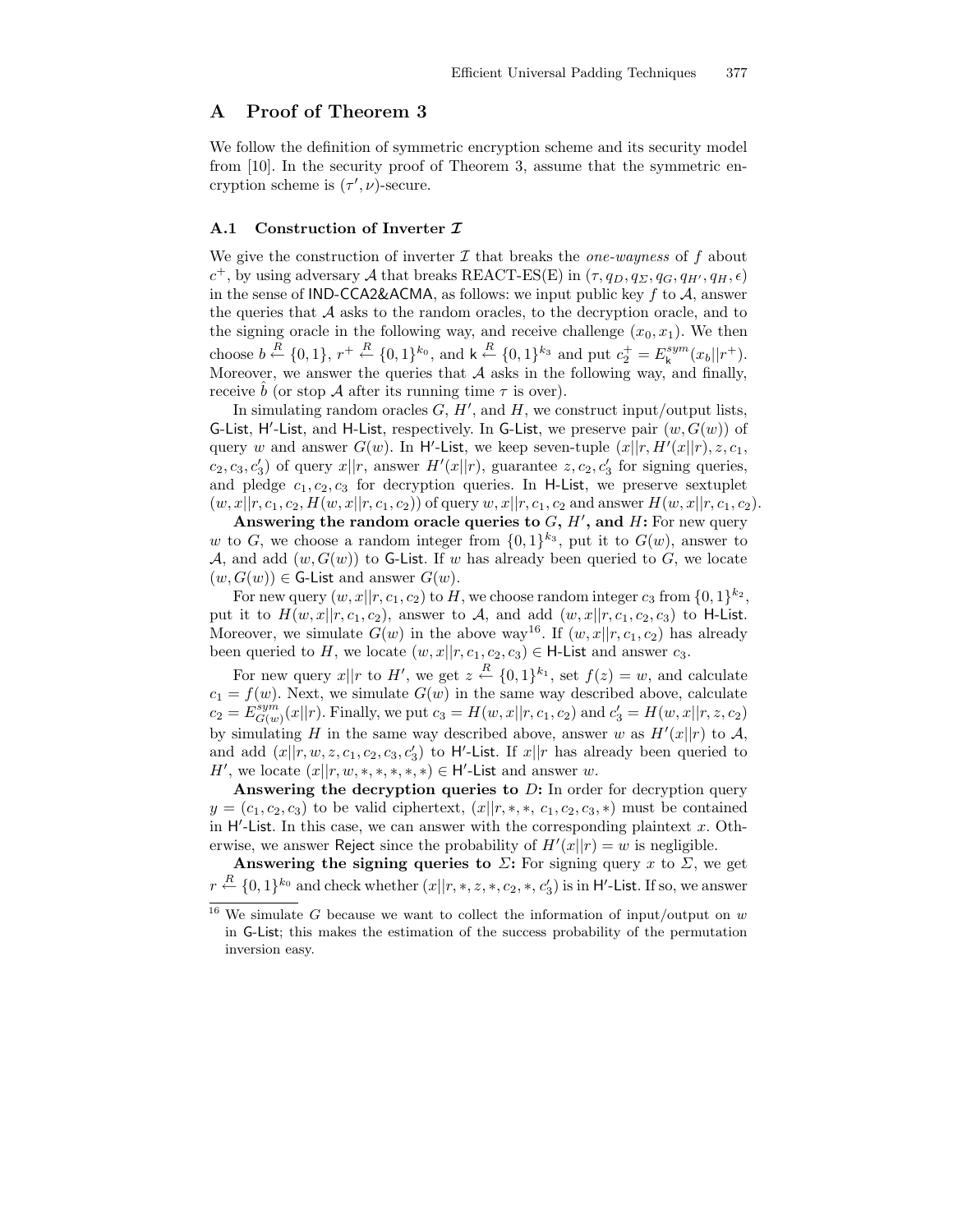## A Proof of Theorem 3

We follow the definition of symmetric encryption scheme and its security model from [10]. In the security proof of Theorem 3, assume that the symmetric encryption scheme is $(\tau', \nu)$-secure.

### A.1 Construction of Inverter $\mathcal{I}$

We give the construction of inverter $\mathcal{I}$ that breaks the *one-wayness* of $f$ about $c^+$, by using adversary $\mathcal{A}$ that breaks REACT-ES(E) in $(\tau, q_D, q_\Sigma, q_G, q_{H'}, q_H, \epsilon)$ in the sense of IND-CCA2&ACMA, as follows: we input public key $f$ to $\mathcal{A}$, answer the queries that $\mathcal{A}$ asks to the random oracles, to the decryption oracle, and to the signing oracle in the following way, and receive challenge $(x_0, x_1)$. We then choose $b \stackrel{R}{\leftarrow} \{0,1\}$, $r^+ \stackrel{R}{\leftarrow} \{0,1\}^{k_0}$, and $\mathsf{k} \stackrel{R}{\leftarrow} \{0,1\}^{k_3}$ and put $c_2^+ = E^{sym}_{\mathsf{k}}(x_b||r^+)$. Moreover, we answer the queries that $\mathcal{A}$ asks in the following way, and finally, receive $\hat{b}$ (or stop $\mathcal{A}$ after its running time $\tau$ is over).

In simulating random oracles $G$, $H'$, and $H$, we construct input/output lists, G-List, H′-List, and H-List, respectively. In G-List, we preserve pair $(w, G(w))$ of query $w$ and answer $G(w)$. In H′-List, we keep seven-tuple $(x||r, H'(x||r), z, c_1, c_2, c_3, c_3')$ of query $x||r$, answer $H'(x||r)$, guarantee $z, c_2, c_3'$ for signing queries, and pledge $c_1, c_2, c_3$ for decryption queries. In H-List, we preserve sextuplet $(w, x||r, c_1, c_2, H(w, x||r, c_1, c_2))$ of query $w, x||r, c_1, c_2$ and answer $H(w, x||r, c_1, c_2)$.

**Answering the random oracle queries to $G$, $H'$, and $H$:** For new query $w$ to $G$, we choose a random integer from $\{0,1\}^{k_3}$, put it to $G(w)$, answer to $\mathcal{A}$, and add $(w, G(w))$ to G-List. If $w$ has already been queried to $G$, we locate $(w, G(w)) \in$ G-List and answer $G(w)$.

For new query $(w, x||r, c_1, c_2)$ to $H$, we choose random integer $c_3$ from $\{0,1\}^{k_2}$, put it to $H(w, x||r, c_1, c_2)$, answer to $\mathcal{A}$, and add $(w, x||r, c_1, c_2, c_3)$ to H-List. Moreover, we simulate $G(w)$ in the above way[16]. If $(w, x||r, c_1, c_2)$ has already been queried to $H$, we locate $(w, x||r, c_1, c_2, c_3) \in$ H-List and answer $c_3$.

For new query $x||r$ to $H'$, we get $z \stackrel{R}{\leftarrow} \{0,1\}^{k_1}$, set $f(z) = w$, and calculate $c_1 = f(w)$. Next, we simulate $G(w)$ in the same way described above, calculate $c_2 = E^{sym}_{G(w)}(x||r)$. Finally, we put $c_3 = H(w, x||r, c_1, c_2)$ and $c_3' = H(w, x||r, z, c_2)$ by simulating $H$ in the same way described above, answer $w$ as $H'(x||r)$ to $\mathcal{A}$, and add $(x||r, w, z, c_1, c_2, c_3, c_3')$ to H′-List. If $x||r$ has already been queried to $H'$, we locate $(x||r, w, *, *, *, *, *) \in$ H′-List and answer $w$.

**Answering the decryption queries to $D$:** In order for decryption query $y = (c_1, c_2, c_3)$ to be valid ciphertext, $(x||r, *, *, c_1, c_2, c_3, *)$ must be contained in H′-List. In this case, we can answer with the corresponding plaintext $x$. Otherwise, we answer Reject since the probability of $H'(x||r) = w$ is negligible.

**Answering the signing queries to $\Sigma$:** For signing query $x$ to $\Sigma$, we get $r \stackrel{R}{\leftarrow} \{0,1\}^{k_0}$ and check whether $(x||r, *, z, *, c_2, *, c_3')$ is in H′-List. If so, we answer

[16] We simulate $G$ because we want to collect the information of input/output on $w$ in G-List; this makes the estimation of the success probability of the permutation inversion easy.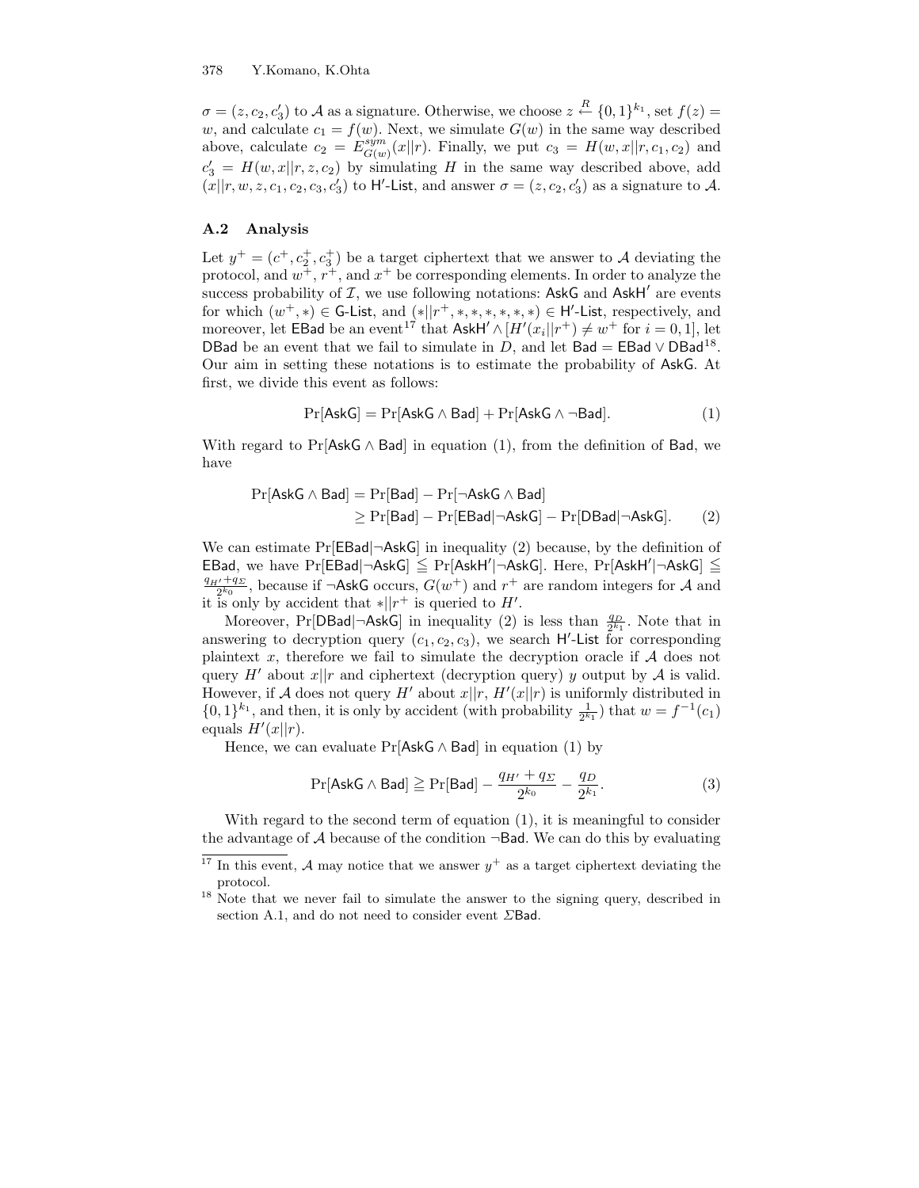$\sigma = (z, c_2, c_3')$ to $\mathcal{A}$ as a signature. Otherwise, we choose $z \xleftarrow{R} \{0,1\}^{k_1}$, set $f(z) = w$, and calculate $c_1 = f(w)$. Next, we simulate $G(w)$ in the same way described above, calculate $c_2 = E^{sym}_{G(w)}(x||r)$. Finally, we put $c_3 = H(w, x||r, c_1, c_2)$ and $c_3' = H(w, x||r, z, c_2)$ by simulating $H$ in the same way described above, add $(x||r, w, z, c_1, c_2, c_3, c_3')$ to $\mathsf{H'}$-$\mathsf{List}$, and answer $\sigma = (z, c_2, c_3')$ as a signature to $\mathcal{A}$.

### A.2 Analysis

Let $y^+ = (c^+, c_2^+, c_3^+)$ be a target ciphertext that we answer to $\mathcal{A}$ deviating the protocol, and $w^+$, $r^+$, and $x^+$ be corresponding elements. In order to analyze the success probability of $\mathcal{I}$, we use following notations: $\mathsf{AskG}$ and $\mathsf{AskH'}$ are events for which $(w^+, *) \in \mathsf{G}$-$\mathsf{List}$, and $(*||r^+, *, *, *, *, *, *) \in \mathsf{H'}$-$\mathsf{List}$, respectively, and moreover, let $\mathsf{EBad}$ be an event[17] that $\mathsf{AskH'} \wedge [H'(x_i||r^+) \neq w^+$ for $i = 0, 1]$, let $\mathsf{DBad}$ be an event that we fail to simulate in $D$, and let $\mathsf{Bad} = \mathsf{EBad} \vee \mathsf{DBad}$[18]. Our aim in setting these notations is to estimate the probability of $\mathsf{AskG}$. At first, we divide this event as follows:

$$\Pr[\mathsf{AskG}] = \Pr[\mathsf{AskG} \wedge \mathsf{Bad}] + \Pr[\mathsf{AskG} \wedge \neg\mathsf{Bad}]. \tag{1}$$

With regard to $\Pr[\mathsf{AskG} \wedge \mathsf{Bad}]$ in equation (1), from the definition of $\mathsf{Bad}$, we have

$$\begin{aligned}\Pr[\mathsf{AskG} \wedge \mathsf{Bad}] &= \Pr[\mathsf{Bad}] - \Pr[\neg\mathsf{AskG} \wedge \mathsf{Bad}] \\ &\geq \Pr[\mathsf{Bad}] - \Pr[\mathsf{EBad}|\neg\mathsf{AskG}] - \Pr[\mathsf{DBad}|\neg\mathsf{AskG}]. \end{aligned} \tag{2}$$

We can estimate $\Pr[\mathsf{EBad}|\neg\mathsf{AskG}]$ in inequality (2) because, by the definition of $\mathsf{EBad}$, we have $\Pr[\mathsf{EBad}|\neg\mathsf{AskG}] \leqq \Pr[\mathsf{AskH'}|\neg\mathsf{AskG}]$. Here, $\Pr[\mathsf{AskH'}|\neg\mathsf{AskG}] \leqq \frac{q_{H'}+q_\Sigma}{2^{k_0}}$, because if $\neg\mathsf{AskG}$ occurs, $G(w^+)$ and $r^+$ are random integers for $\mathcal{A}$ and it is only by accident that $*||r^+$ is queried to $H'$.

Moreover, $\Pr[\mathsf{DBad}|\neg\mathsf{AskG}]$ in inequality (2) is less than $\frac{q_D}{2^{k_1}}$. Note that in answering to decryption query $(c_1, c_2, c_3)$, we search $\mathsf{H'}$-$\mathsf{List}$ for corresponding plaintext $x$, therefore we fail to simulate the decryption oracle if $\mathcal{A}$ does not query $H'$ about $x||r$ and ciphertext (decryption query) $y$ output by $\mathcal{A}$ is valid. However, if $\mathcal{A}$ does not query $H'$ about $x||r$, $H'(x||r)$ is uniformly distributed in $\{0,1\}^{k_1}$, and then, it is only by accident (with probability $\frac{1}{2^{k_1}}$) that $w = f^{-1}(c_1)$ equals $H'(x||r)$.

Hence, we can evaluate $\Pr[\mathsf{AskG} \wedge \mathsf{Bad}]$ in equation (1) by

$$\Pr[\mathsf{AskG} \wedge \mathsf{Bad}] \geqq \Pr[\mathsf{Bad}] - \frac{q_{H'} + q_\Sigma}{2^{k_0}} - \frac{q_D}{2^{k_1}}. \tag{3}$$

With regard to the second term of equation (1), it is meaningful to consider the advantage of $\mathcal{A}$ because of the condition $\neg\mathsf{Bad}$. We can do this by evaluating

[17] In this event, $\mathcal{A}$ may notice that we answer $y^+$ as a target ciphertext deviating the protocol.

[18] Note that we never fail to simulate the answer to the signing query, described in section A.1, and do not need to consider event $\Sigma\mathsf{Bad}$.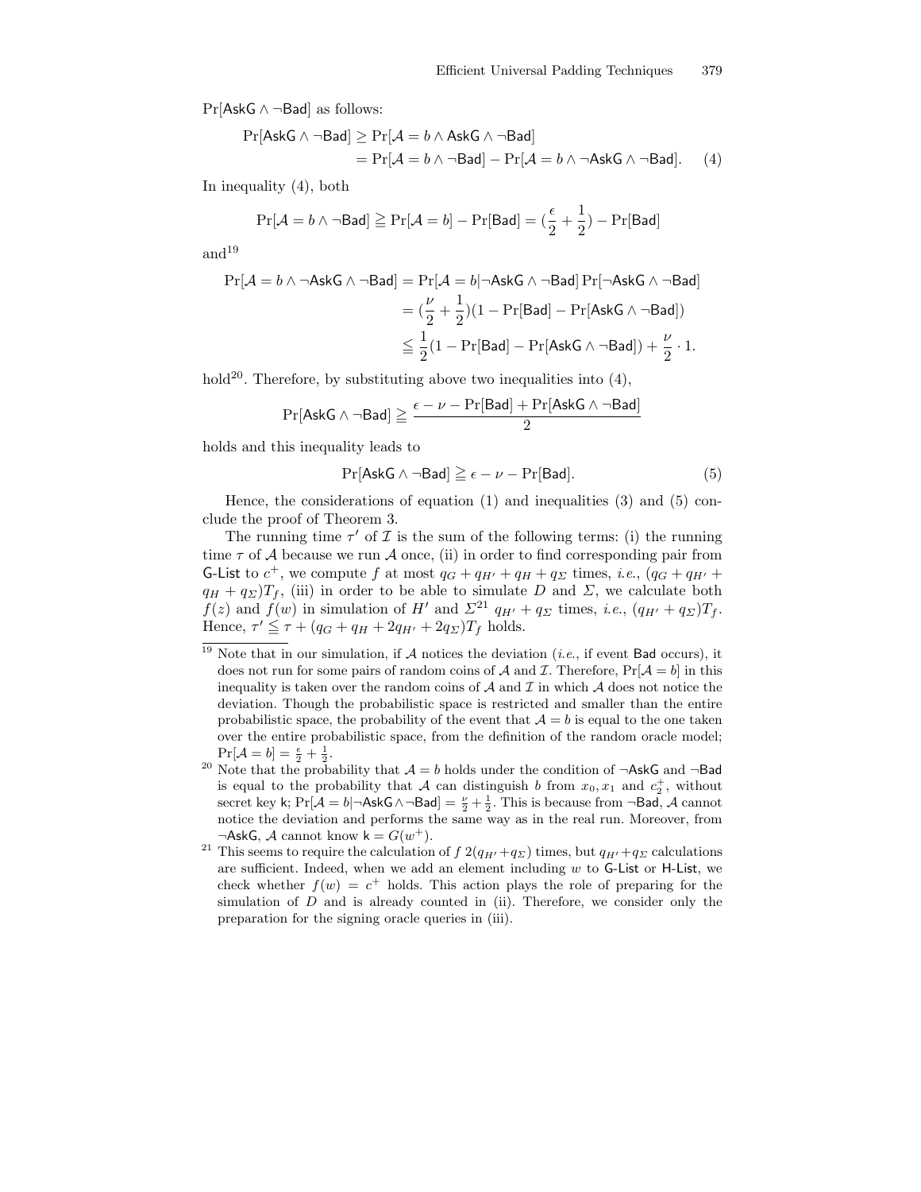$\Pr[\mathsf{AskG} \wedge \neg\mathsf{Bad}]$ as follows:

$$\begin{aligned}\Pr[\mathsf{AskG} \wedge \neg\mathsf{Bad}] &\geq \Pr[\mathcal{A} = b \wedge \mathsf{AskG} \wedge \neg\mathsf{Bad}] \\ &= \Pr[\mathcal{A} = b \wedge \neg\mathsf{Bad}] - \Pr[\mathcal{A} = b \wedge \neg\mathsf{AskG} \wedge \neg\mathsf{Bad}]. \qquad (4)\end{aligned}$$

In inequality (4), both

$$\Pr[\mathcal{A} = b \wedge \neg\mathsf{Bad}] \geqq \Pr[\mathcal{A} = b] - \Pr[\mathsf{Bad}] = (\frac{\epsilon}{2} + \frac{1}{2}) - \Pr[\mathsf{Bad}]$$

and[19]

$$\begin{aligned}\Pr[\mathcal{A} = b \wedge \neg\mathsf{AskG} \wedge \neg\mathsf{Bad}] &= \Pr[\mathcal{A} = b | \neg\mathsf{AskG} \wedge \neg\mathsf{Bad}] \Pr[\neg\mathsf{AskG} \wedge \neg\mathsf{Bad}] \\ &= (\frac{\nu}{2} + \frac{1}{2})(1 - \Pr[\mathsf{Bad}] - \Pr[\mathsf{AskG} \wedge \neg\mathsf{Bad}]) \\ &\leqq \frac{1}{2}(1 - \Pr[\mathsf{Bad}] - \Pr[\mathsf{AskG} \wedge \neg\mathsf{Bad}]) + \frac{\nu}{2} \cdot 1.\end{aligned}$$

hold[20]. Therefore, by substituting above two inequalities into (4),

$$\Pr[\mathsf{AskG} \wedge \neg\mathsf{Bad}] \geqq \frac{\epsilon - \nu - \Pr[\mathsf{Bad}] + \Pr[\mathsf{AskG} \wedge \neg\mathsf{Bad}]}{2}$$

holds and this inequality leads to

$$\Pr[\mathsf{AskG} \wedge \neg\mathsf{Bad}] \geqq \epsilon - \nu - \Pr[\mathsf{Bad}]. \qquad (5)$$

Hence, the considerations of equation (1) and inequalities (3) and (5) conclude the proof of Theorem 3.

The running time $\tau'$ of $\mathcal{I}$ is the sum of the following terms: (i) the running time $\tau$ of $\mathcal{A}$ because we run $\mathcal{A}$ once, (ii) in order to find corresponding pair from G-List to $c^+$, we compute $f$ at most $q_G + q_{H'} + q_H + q_\Sigma$ times, *i.e.*, $(q_G + q_{H'} + q_H + q_\Sigma)T_f$, (iii) in order to be able to simulate $D$ and $\Sigma$, we calculate both $f(z)$ and $f(w)$ in simulation of $H'$ and $\Sigma$[21] $q_{H'} + q_\Sigma$ times, *i.e.*, $(q_{H'} + q_\Sigma)T_f$. Hence, $\tau' \leqq \tau + (q_G + q_H + 2q_{H'} + 2q_\Sigma)T_f$ holds.

[19] Note that in our simulation, if $\mathcal{A}$ notices the deviation (*i.e.*, if event Bad occurs), it does not run for some pairs of random coins of $\mathcal{A}$ and $\mathcal{I}$. Therefore, $\Pr[\mathcal{A} = b]$ in this inequality is taken over the random coins of $\mathcal{A}$ and $\mathcal{I}$ in which $\mathcal{A}$ does not notice the deviation. Though the probabilistic space is restricted and smaller than the entire probabilistic space, the probability of the event that $\mathcal{A} = b$ is equal to the one taken over the entire probabilistic space, from the definition of the random oracle model; $\Pr[\mathcal{A} = b] = \frac{\epsilon}{2} + \frac{1}{2}$.

[20] Note that the probability that $\mathcal{A} = b$ holds under the condition of $\neg\mathsf{AskG}$ and $\neg\mathsf{Bad}$ is equal to the probability that $\mathcal{A}$ can distinguish $b$ from $x_0, x_1$ and $c_2^+$, without secret key k; $\Pr[\mathcal{A} = b | \neg\mathsf{AskG} \wedge \neg\mathsf{Bad}] = \frac{\nu}{2} + \frac{1}{2}$. This is because from $\neg\mathsf{Bad}$, $\mathcal{A}$ cannot notice the deviation and performs the same way as in the real run. Moreover, from $\neg\mathsf{AskG}$, $\mathcal{A}$ cannot know $\mathsf{k} = G(w^+)$.

[21] This seems to require the calculation of $f$ $2(q_{H'} + q_\Sigma)$ times, but $q_{H'} + q_\Sigma$ calculations are sufficient. Indeed, when we add an element including $w$ to G-List or H-List, we check whether $f(w) = c^+$ holds. This action plays the role of preparing for the simulation of $D$ and is already counted in (ii). Therefore, we consider only the preparation for the signing oracle queries in (iii).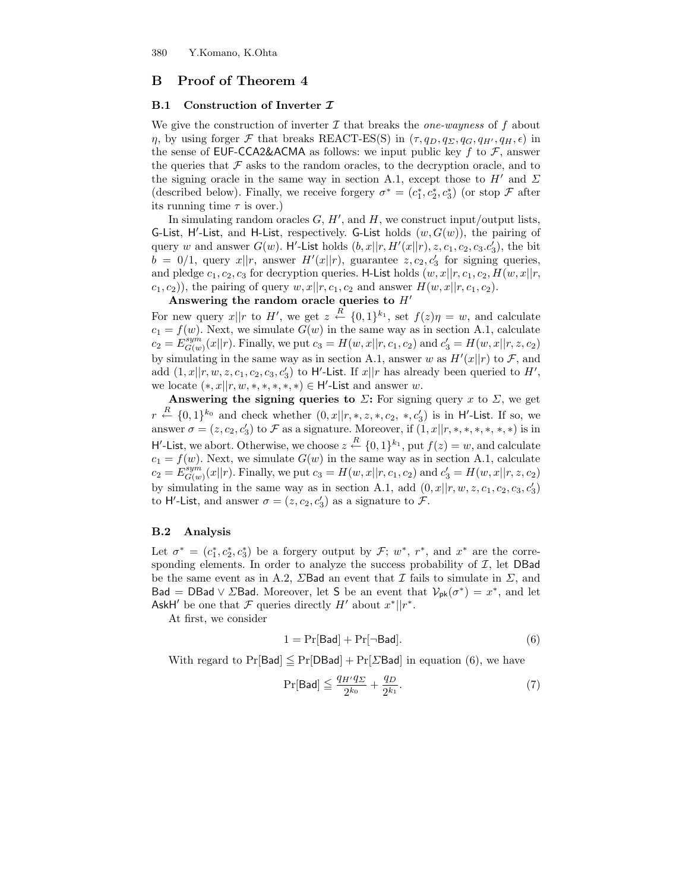## B Proof of Theorem 4

### B.1 Construction of Inverter $\mathcal{I}$

We give the construction of inverter $\mathcal{I}$ that breaks the *one-wayness* of $f$ about $\eta$, by using forger $\mathcal{F}$ that breaks REACT-ES(S) in $(\tau, q_D, q_\Sigma, q_G, q_{H'}, q_H, \epsilon)$ in the sense of EUF-CCA2&ACMA as follows: we input public key $f$ to $\mathcal{F}$, answer the queries that $\mathcal{F}$ asks to the random oracles, to the decryption oracle, and to the signing oracle in the same way in section A.1, except those to $H'$ and $\Sigma$ (described below). Finally, we receive forgery $\sigma^* = (c_1^*, c_2^*, c_3^*)$ (or stop $\mathcal{F}$ after its running time $\tau$ is over.)

In simulating random oracles $G$, $H'$, and $H$, we construct input/output lists, G-List, H′-List, and H-List, respectively. G-List holds $(w, G(w))$, the pairing of query $w$ and answer $G(w)$. H′-List holds $(b, x||r, H'(x||r), z, c_1, c_2, c_3.c_3')$, the bit $b = 0/1$, query $x||r$, answer $H'(x||r)$, guarantee $z, c_2, c_3'$ for signing queries, and pledge $c_1, c_2, c_3$ for decryption queries. H-List holds $(w, x||r, c_1, c_2, H(w, x||r, c_1, c_2))$, the pairing of query $w, x||r, c_1, c_2$ and answer $H(w, x||r, c_1, c_2)$.

**Answering the random oracle queries to $H'$**

For new query $x||r$ to $H'$, we get $z \stackrel{R}{\leftarrow} \{0,1\}^{k_1}$, set $f(z)\eta = w$, and calculate $c_1 = f(w)$. Next, we simulate $G(w)$ in the same way as in section A.1, calculate $c_2 = E^{sym}_{G(w)}(x||r)$. Finally, we put $c_3 = H(w, x||r, c_1, c_2)$ and $c_3' = H(w, x||r, z, c_2)$ by simulating in the same way as in section A.1, answer $w$ as $H'(x||r)$ to $\mathcal{F}$, and add $(1, x||r, w, z, c_1, c_2, c_3, c_3')$ to H′-List. If $x||r$ has already been queried to $H'$, we locate $(*, x||r, w, *, *, *, *, *) \in$ H′-List and answer $w$.

**Answering the signing queries to $\Sigma$:** For signing query $x$ to $\Sigma$, we get $r \stackrel{R}{\leftarrow} \{0,1\}^{k_0}$ and check whether $(0, x||r, *, z, *, c_2, *, c_3')$ is in H′-List. If so, we answer $\sigma = (z, c_2, c_3')$ to $\mathcal{F}$ as a signature. Moreover, if $(1, x||r, *, *, *, *, *, *)$ is in H′-List, we abort. Otherwise, we choose $z \stackrel{R}{\leftarrow} \{0,1\}^{k_1}$, put $f(z) = w$, and calculate $c_1 = f(w)$. Next, we simulate $G(w)$ in the same way as in section A.1, calculate $c_2 = E^{sym}_{G(w)}(x||r)$. Finally, we put $c_3 = H(w, x||r, c_1, c_2)$ and $c_3' = H(w, x||r, z, c_2)$ by simulating in the same way as in section A.1, add $(0, x||r, w, z, c_1, c_2, c_3, c_3')$ to H′-List, and answer $\sigma = (z, c_2, c_3')$ as a signature to $\mathcal{F}$.

### B.2 Analysis

Let $\sigma^* = (c_1^*, c_2^*, c_3^*)$ be a forgery output by $\mathcal{F}$; $w^*$, $r^*$, and $x^*$ are the corresponding elements. In order to analyze the success probability of $\mathcal{I}$, let DBad be the same event as in A.2, $\Sigma$Bad an event that $\mathcal{I}$ fails to simulate in $\Sigma$, and Bad $=$ DBad $\vee$ $\Sigma$Bad. Moreover, let S be an event that $\mathcal{V}_{\mathsf{pk}}(\sigma^*) = x^*$, and let AskH′ be one that $\mathcal{F}$ queries directly $H'$ about $x^*||r^*$.

At first, we consider

$$1 = \Pr[\mathsf{Bad}] + \Pr[\neg\mathsf{Bad}]. \tag{6}$$

With regard to $\Pr[\mathsf{Bad}] \leqq \Pr[\mathsf{DBad}] + \Pr[\Sigma\mathsf{Bad}]$ in equation (6), we have

$$\Pr[\mathsf{Bad}] \leqq \frac{q_{H'} q_\Sigma}{2^{k_0}} + \frac{q_D}{2^{k_1}}. \tag{7}$$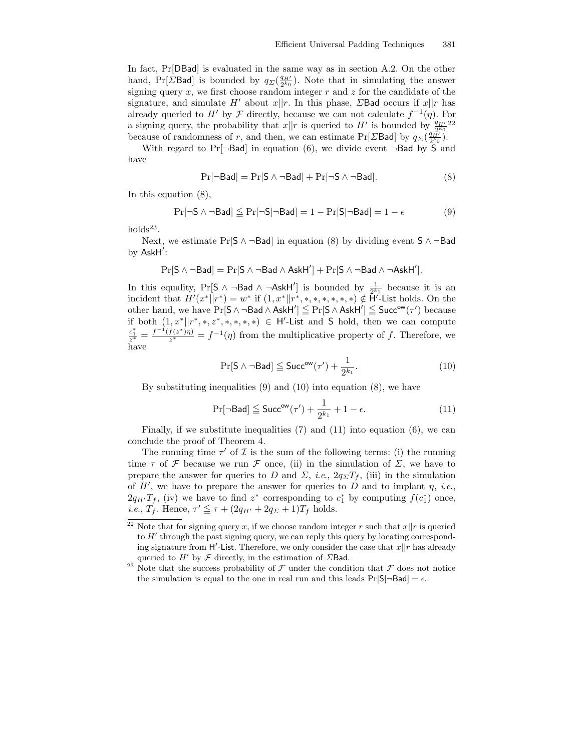In fact, Pr[DBad] is evaluated in the same way as in section A.2. On the other hand, Pr[$\Sigma$Bad] is bounded by $q_\Sigma(\frac{q_{H'}}{2^{k_0}})$. Note that in simulating the answer signing query $x$, we first choose random integer $r$ and $z$ for the candidate of the signature, and simulate $H'$ about $x||r$. In this phase, $\Sigma$Bad occurs if $x||r$ has already queried to $H'$ by $\mathcal{F}$ directly, because we can not calculate $f^{-1}(\eta)$. For a signing query, the probability that $x||r$ is queried to $H'$ is bounded by $\frac{q_{H'}}{2^{k_0}}$ [22] because of randomness of $r$, and then, we can estimate Pr[$\Sigma$Bad] by $q_\Sigma(\frac{q_{H'}}{2^{k_0}})$.

With regard to Pr[¬Bad] in equation (6), we divide event ¬Bad by S and have

$$\Pr[\neg\mathsf{Bad}] = \Pr[\mathsf{S} \wedge \neg\mathsf{Bad}] + \Pr[\neg\mathsf{S} \wedge \neg\mathsf{Bad}]. \tag{8}$$

In this equation (8),

$$\Pr[\neg\mathsf{S} \wedge \neg\mathsf{Bad}] \leqq \Pr[\neg\mathsf{S}|\neg\mathsf{Bad}] = 1 - \Pr[\mathsf{S}|\neg\mathsf{Bad}] = 1 - \epsilon \tag{9}$$

holds[23].

Next, we estimate Pr[S ∧ ¬Bad] in equation (8) by dividing event S ∧ ¬Bad by AskH′:

$$\Pr[\mathsf{S} \wedge \neg\mathsf{Bad}] = \Pr[\mathsf{S} \wedge \neg\mathsf{Bad} \wedge \mathsf{AskH'}] + \Pr[\mathsf{S} \wedge \neg\mathsf{Bad} \wedge \neg\mathsf{AskH'}].$$

In this equality, $\Pr[\mathsf{S} \wedge \neg\mathsf{Bad} \wedge \neg\mathsf{AskH'}]$ is bounded by $\frac{1}{2^{k_1}}$ because it is an incident that $H'(x^*||r^*) = w^*$ if $(1, x^*||r^*, *, *, *, *, *, *) \notin$ H′-List holds. On the other hand, we have $\Pr[\mathsf{S} \wedge \neg\mathsf{Bad} \wedge \mathsf{AskH'}] \leqq \Pr[\mathsf{S} \wedge \mathsf{AskH'}] \leqq \mathsf{Succ}^{\mathsf{ow}}(\tau')$ because if both $(1, x^*||r^*, *, z^*, *, *, *, *) \in$ H′-List and S hold, then we can compute $\frac{c_1^*}{z^*} = \frac{f^{-1}(f(z^*)\eta)}{z^*} = f^{-1}(\eta)$ from the multiplicative property of $f$. Therefore, we have

$$\Pr[\mathsf{S} \wedge \neg\mathsf{Bad}] \leqq \mathsf{Succ}^{\mathsf{ow}}(\tau') + \frac{1}{2^{k_1}}. \tag{10}$$

By substituting inequalities (9) and (10) into equation (8), we have

$$\Pr[\neg\mathsf{Bad}] \leqq \mathsf{Succ}^{\mathsf{ow}}(\tau') + \frac{1}{2^{k_1}} + 1 - \epsilon. \tag{11}$$

Finally, if we substitute inequalities (7) and (11) into equation (6), we can conclude the proof of Theorem 4.

The running time $\tau'$ of $\mathcal{I}$ is the sum of the following terms: (i) the running time $\tau$ of $\mathcal{F}$ because we run $\mathcal{F}$ once, (ii) in the simulation of $\Sigma$, we have to prepare the answer for queries to $D$ and $\Sigma$, *i.e.*, $2q_\Sigma T_f$, (iii) in the simulation of $H'$, we have to prepare the answer for queries to $D$ and to implant $\eta$, *i.e.*, $2q_{H'}T_f$, (iv) we have to find $z^*$ corresponding to $c_1^*$ by computing $f(c_1^*)$ once, *i.e.*, $T_f$. Hence, $\tau' \leqq \tau + (2q_{H'} + 2q_\Sigma + 1)T_f$ holds.

---

[22] Note that for signing query $x$, if we choose random integer $r$ such that $x||r$ is queried to $H'$ through the past signing query, we can reply this query by locating corresponding signature from H′-List. Therefore, we only consider the case that $x||r$ has already queried to $H'$ by $\mathcal{F}$ directly, in the estimation of $\Sigma$Bad.

[23] Note that the success probability of $\mathcal{F}$ under the condition that $\mathcal{F}$ does not notice the simulation is equal to the one in real run and this leads Pr[S|¬Bad] = $\epsilon$.